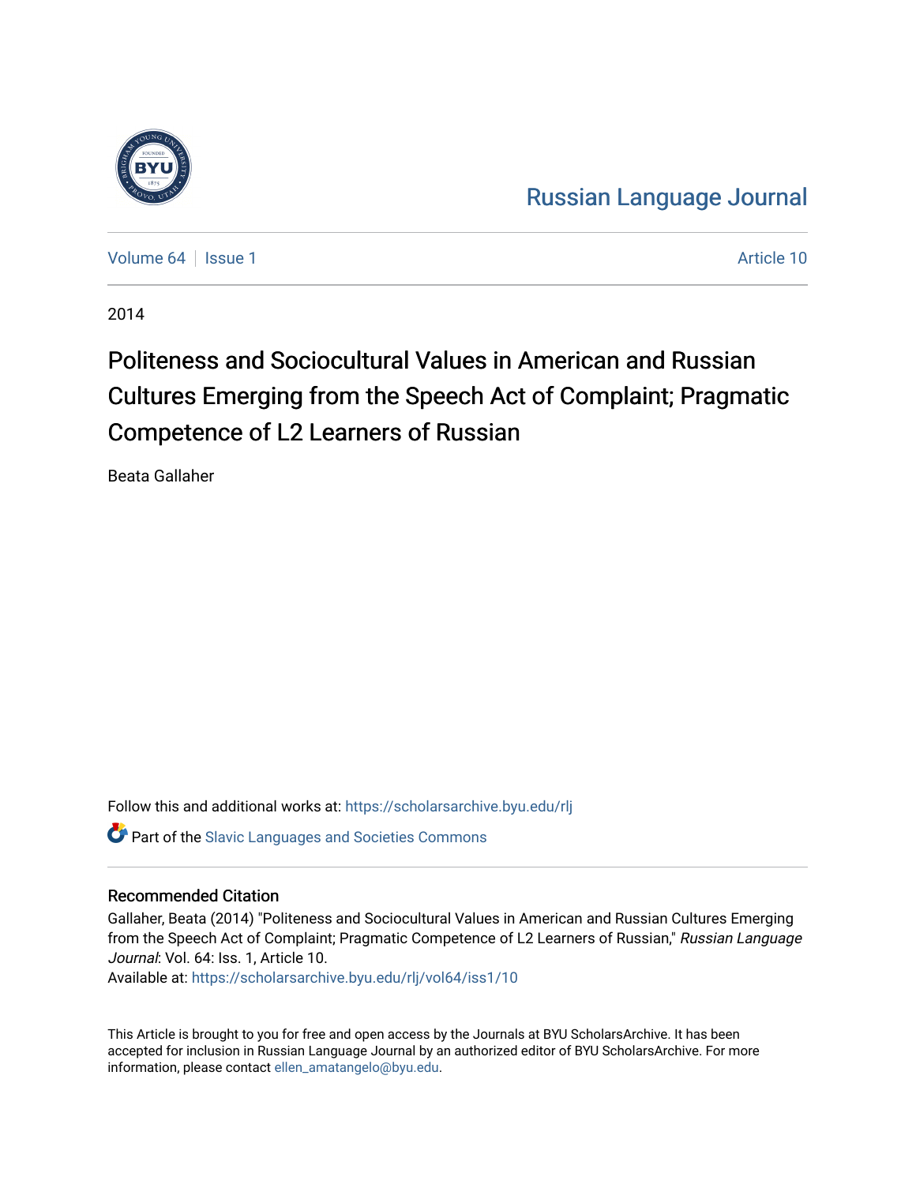Russian Language Journal

Volume 64 | Issue 1 Article 10

2014

# Politeness and Sociocultural Values in American and Russian Cultures Emerging from the Speech Act of Complaint; Pragmatic Competence of L2 Learners of Russian

Beata Gallaher

Follow this and additional works at: https://scholarsarchive.byu.edu/rlj

Part of the Slavic Languages and Societies Commons

## Recommended Citation

Gallaher, Beata (2014) "Politeness and Sociocultural Values in American and Russian Cultures Emerging from the Speech Act of Complaint; Pragmatic Competence of L2 Learners of Russian," *Russian Language Journal*: Vol. 64: Iss. 1, Article 10.
Available at: https://scholarsarchive.byu.edu/rlj/vol64/iss1/10

This Article is brought to you for free and open access by the Journals at BYU ScholarsArchive. It has been accepted for inclusion in Russian Language Journal by an authorized editor of BYU ScholarsArchive. For more information, please contact ellen_amatangelo@byu.edu.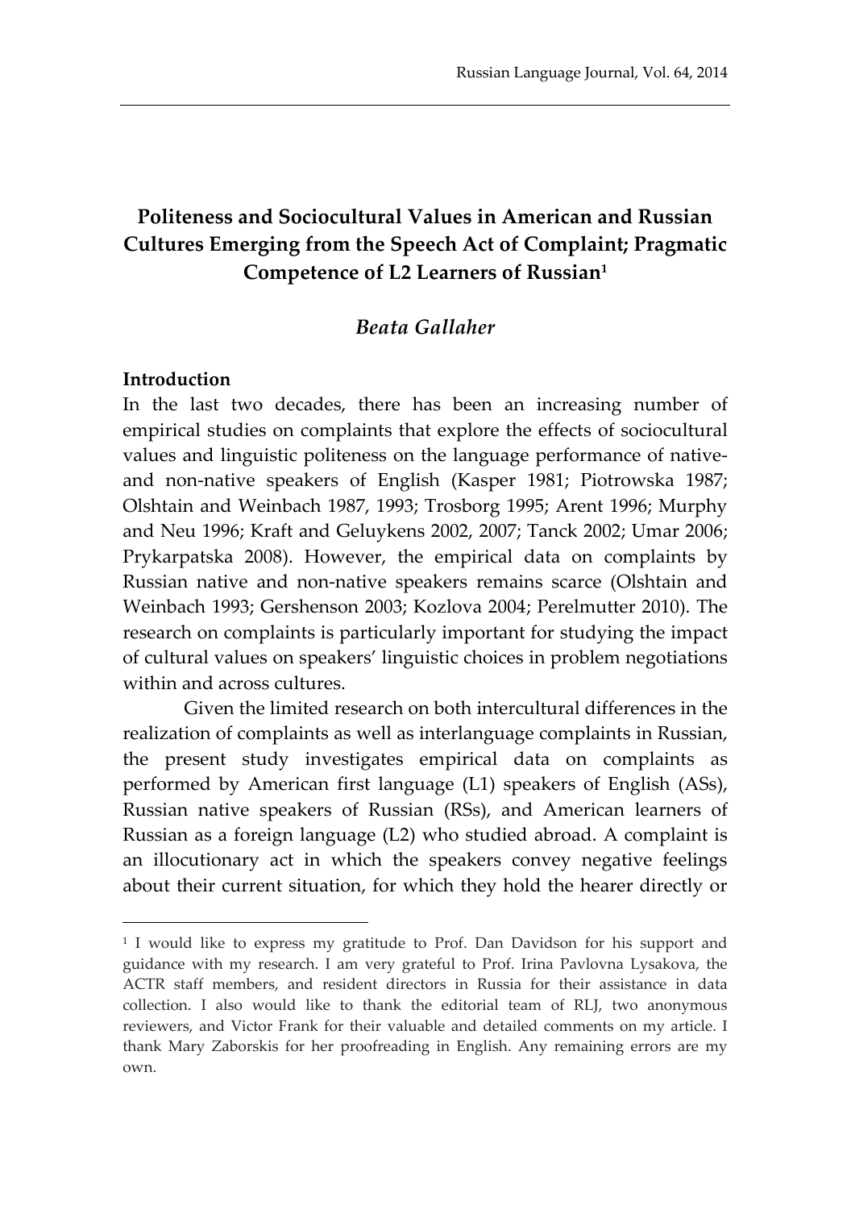# Politeness and Sociocultural Values in American and Russian Cultures Emerging from the Speech Act of Complaint; Pragmatic Competence of L2 Learners of Russian[1]

## *Beata Gallaher*

**Introduction**

In the last two decades, there has been an increasing number of empirical studies on complaints that explore the effects of sociocultural values and linguistic politeness on the language performance of native- and non-native speakers of English (Kasper 1981; Piotrowska 1987; Olshtain and Weinbach 1987, 1993; Trosborg 1995; Arent 1996; Murphy and Neu 1996; Kraft and Geluykens 2002, 2007; Tanck 2002; Umar 2006; Prykarpatska 2008). However, the empirical data on complaints by Russian native and non-native speakers remains scarce (Olshtain and Weinbach 1993; Gershenson 2003; Kozlova 2004; Perelmutter 2010). The research on complaints is particularly important for studying the impact of cultural values on speakers' linguistic choices in problem negotiations within and across cultures.

Given the limited research on both intercultural differences in the realization of complaints as well as interlanguage complaints in Russian, the present study investigates empirical data on complaints as performed by American first language (L1) speakers of English (ASs), Russian native speakers of Russian (RSs), and American learners of Russian as a foreign language (L2) who studied abroad. A complaint is an illocutionary act in which the speakers convey negative feelings about their current situation, for which they hold the hearer directly or

[1] I would like to express my gratitude to Prof. Dan Davidson for his support and guidance with my research. I am very grateful to Prof. Irina Pavlovna Lysakova, the ACTR staff members, and resident directors in Russia for their assistance in data collection. I also would like to thank the editorial team of RLJ, two anonymous reviewers, and Victor Frank for their valuable and detailed comments on my article. I thank Mary Zaborskis for her proofreading in English. Any remaining errors are my own.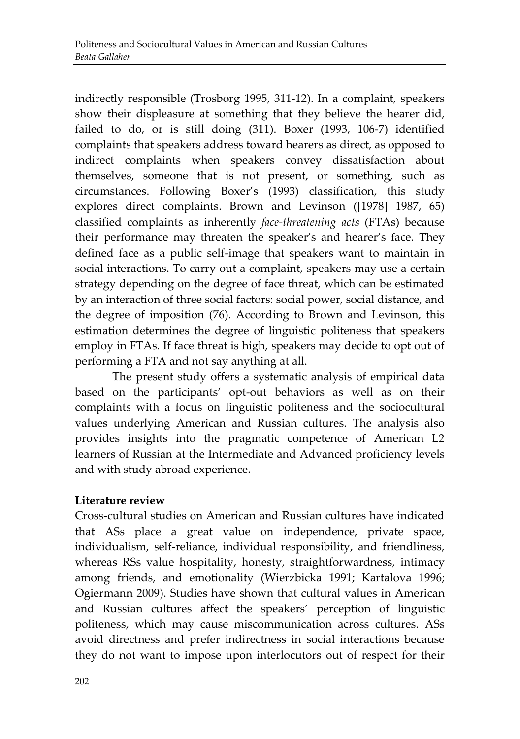indirectly responsible (Trosborg 1995, 311-12). In a complaint, speakers show their displeasure at something that they believe the hearer did, failed to do, or is still doing (311). Boxer (1993, 106-7) identified complaints that speakers address toward hearers as direct, as opposed to indirect complaints when speakers convey dissatisfaction about themselves, someone that is not present, or something, such as circumstances. Following Boxer's (1993) classification, this study explores direct complaints. Brown and Levinson ([1978] 1987, 65) classified complaints as inherently *face-threatening acts* (FTAs) because their performance may threaten the speaker's and hearer's face. They defined face as a public self-image that speakers want to maintain in social interactions. To carry out a complaint, speakers may use a certain strategy depending on the degree of face threat, which can be estimated by an interaction of three social factors: social power, social distance, and the degree of imposition (76). According to Brown and Levinson, this estimation determines the degree of linguistic politeness that speakers employ in FTAs. If face threat is high, speakers may decide to opt out of performing a FTA and not say anything at all.

The present study offers a systematic analysis of empirical data based on the participants' opt-out behaviors as well as on their complaints with a focus on linguistic politeness and the sociocultural values underlying American and Russian cultures. The analysis also provides insights into the pragmatic competence of American L2 learners of Russian at the Intermediate and Advanced proficiency levels and with study abroad experience.

## Literature review

Cross-cultural studies on American and Russian cultures have indicated that ASs place a great value on independence, private space, individualism, self-reliance, individual responsibility, and friendliness, whereas RSs value hospitality, honesty, straightforwardness, intimacy among friends, and emotionality (Wierzbicka 1991; Kartalova 1996; Ogiermann 2009). Studies have shown that cultural values in American and Russian cultures affect the speakers' perception of linguistic politeness, which may cause miscommunication across cultures. ASs avoid directness and prefer indirectness in social interactions because they do not want to impose upon interlocutors out of respect for their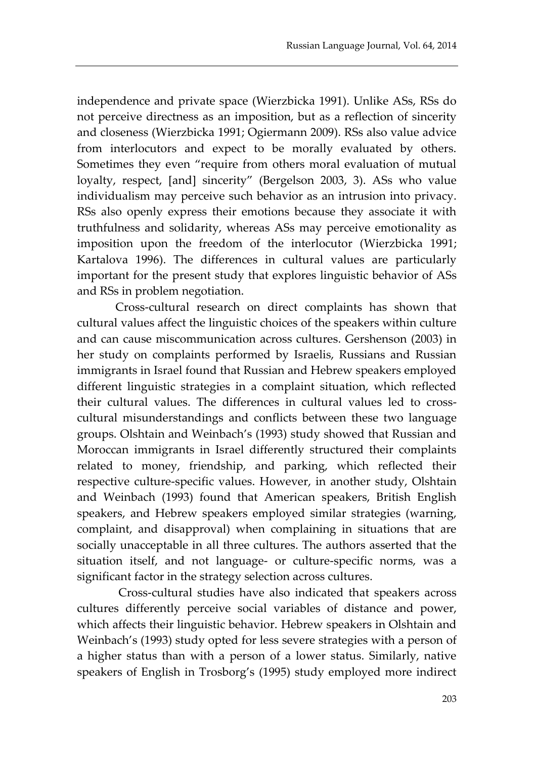independence and private space (Wierzbicka 1991). Unlike ASs, RSs do not perceive directness as an imposition, but as a reflection of sincerity and closeness (Wierzbicka 1991; Ogiermann 2009). RSs also value advice from interlocutors and expect to be morally evaluated by others. Sometimes they even "require from others moral evaluation of mutual loyalty, respect, [and] sincerity" (Bergelson 2003, 3). ASs who value individualism may perceive such behavior as an intrusion into privacy. RSs also openly express their emotions because they associate it with truthfulness and solidarity, whereas ASs may perceive emotionality as imposition upon the freedom of the interlocutor (Wierzbicka 1991; Kartalova 1996). The differences in cultural values are particularly important for the present study that explores linguistic behavior of ASs and RSs in problem negotiation.

Cross-cultural research on direct complaints has shown that cultural values affect the linguistic choices of the speakers within culture and can cause miscommunication across cultures. Gershenson (2003) in her study on complaints performed by Israelis, Russians and Russian immigrants in Israel found that Russian and Hebrew speakers employed different linguistic strategies in a complaint situation, which reflected their cultural values. The differences in cultural values led to cross-cultural misunderstandings and conflicts between these two language groups. Olshtain and Weinbach's (1993) study showed that Russian and Moroccan immigrants in Israel differently structured their complaints related to money, friendship, and parking, which reflected their respective culture-specific values. However, in another study, Olshtain and Weinbach (1993) found that American speakers, British English speakers, and Hebrew speakers employed similar strategies (warning, complaint, and disapproval) when complaining in situations that are socially unacceptable in all three cultures. The authors asserted that the situation itself, and not language- or culture-specific norms, was a significant factor in the strategy selection across cultures.

Cross-cultural studies have also indicated that speakers across cultures differently perceive social variables of distance and power, which affects their linguistic behavior. Hebrew speakers in Olshtain and Weinbach's (1993) study opted for less severe strategies with a person of a higher status than with a person of a lower status. Similarly, native speakers of English in Trosborg's (1995) study employed more indirect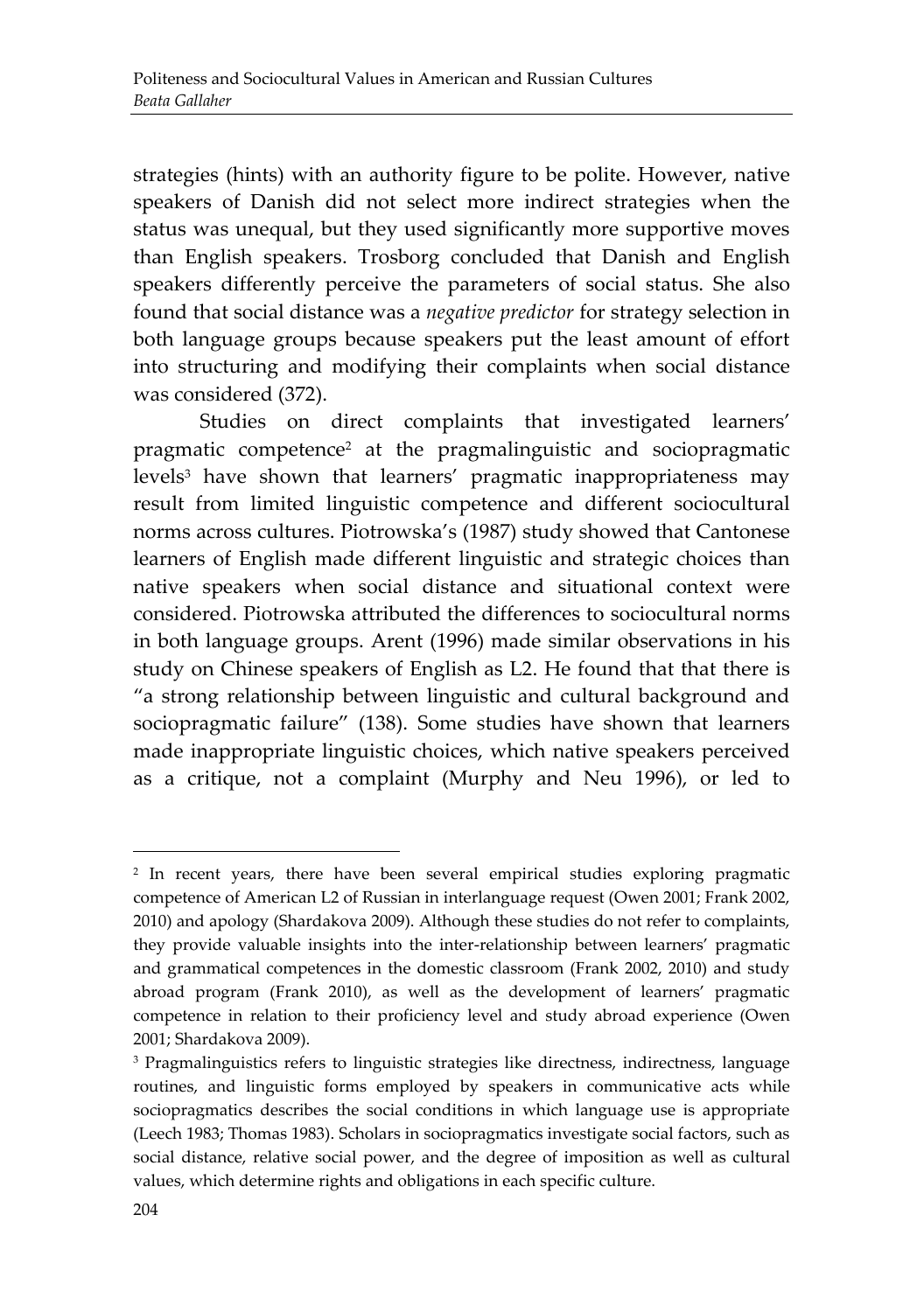strategies (hints) with an authority figure to be polite. However, native speakers of Danish did not select more indirect strategies when the status was unequal, but they used significantly more supportive moves than English speakers. Trosborg concluded that Danish and English speakers differently perceive the parameters of social status. She also found that social distance was a *negative predictor* for strategy selection in both language groups because speakers put the least amount of effort into structuring and modifying their complaints when social distance was considered (372).

Studies on direct complaints that investigated learners' pragmatic competence[2] at the pragmalinguistic and sociopragmatic levels[3] have shown that learners' pragmatic inappropriateness may result from limited linguistic competence and different sociocultural norms across cultures. Piotrowska's (1987) study showed that Cantonese learners of English made different linguistic and strategic choices than native speakers when social distance and situational context were considered. Piotrowska attributed the differences to sociocultural norms in both language groups. Arent (1996) made similar observations in his study on Chinese speakers of English as L2. He found that that there is "a strong relationship between linguistic and cultural background and sociopragmatic failure" (138). Some studies have shown that learners made inappropriate linguistic choices, which native speakers perceived as a critique, not a complaint (Murphy and Neu 1996), or led to

---

[2] In recent years, there have been several empirical studies exploring pragmatic competence of American L2 of Russian in interlanguage request (Owen 2001; Frank 2002, 2010) and apology (Shardakova 2009). Although these studies do not refer to complaints, they provide valuable insights into the inter-relationship between learners' pragmatic and grammatical competences in the domestic classroom (Frank 2002, 2010) and study abroad program (Frank 2010), as well as the development of learners' pragmatic competence in relation to their proficiency level and study abroad experience (Owen 2001; Shardakova 2009).

[3] Pragmalinguistics refers to linguistic strategies like directness, indirectness, language routines, and linguistic forms employed by speakers in communicative acts while sociopragmatics describes the social conditions in which language use is appropriate (Leech 1983; Thomas 1983). Scholars in sociopragmatics investigate social factors, such as social distance, relative social power, and the degree of imposition as well as cultural values, which determine rights and obligations in each specific culture.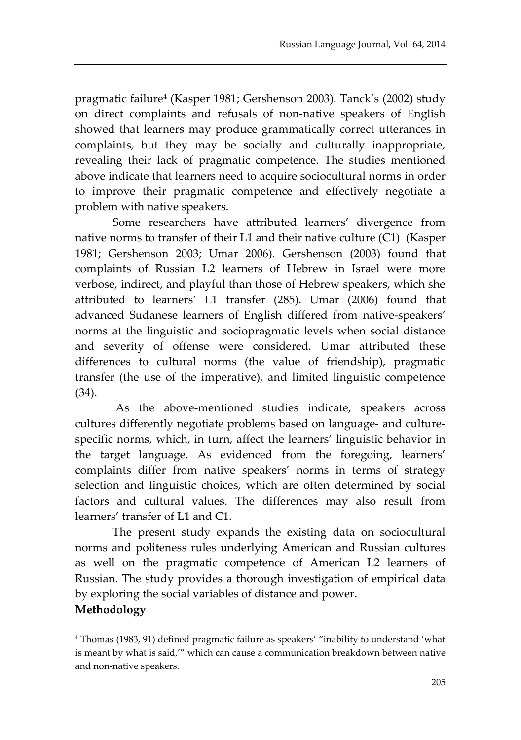pragmatic failure[4] (Kasper 1981; Gershenson 2003). Tanck's (2002) study on direct complaints and refusals of non-native speakers of English showed that learners may produce grammatically correct utterances in complaints, but they may be socially and culturally inappropriate, revealing their lack of pragmatic competence. The studies mentioned above indicate that learners need to acquire sociocultural norms in order to improve their pragmatic competence and effectively negotiate a problem with native speakers.

Some researchers have attributed learners' divergence from native norms to transfer of their L1 and their native culture (C1) (Kasper 1981; Gershenson 2003; Umar 2006). Gershenson (2003) found that complaints of Russian L2 learners of Hebrew in Israel were more verbose, indirect, and playful than those of Hebrew speakers, which she attributed to learners' L1 transfer (285). Umar (2006) found that advanced Sudanese learners of English differed from native-speakers' norms at the linguistic and sociopragmatic levels when social distance and severity of offense were considered. Umar attributed these differences to cultural norms (the value of friendship), pragmatic transfer (the use of the imperative), and limited linguistic competence (34).

As the above-mentioned studies indicate, speakers across cultures differently negotiate problems based on language- and culture-specific norms, which, in turn, affect the learners' linguistic behavior in the target language. As evidenced from the foregoing, learners' complaints differ from native speakers' norms in terms of strategy selection and linguistic choices, which are often determined by social factors and cultural values. The differences may also result from learners' transfer of L1 and C1.

The present study expands the existing data on sociocultural norms and politeness rules underlying American and Russian cultures as well on the pragmatic competence of American L2 learners of Russian. The study provides a thorough investigation of empirical data by exploring the social variables of distance and power.

**Methodology**

[4] Thomas (1983, 91) defined pragmatic failure as speakers' "inability to understand 'what is meant by what is said,'" which can cause a communication breakdown between native and non-native speakers.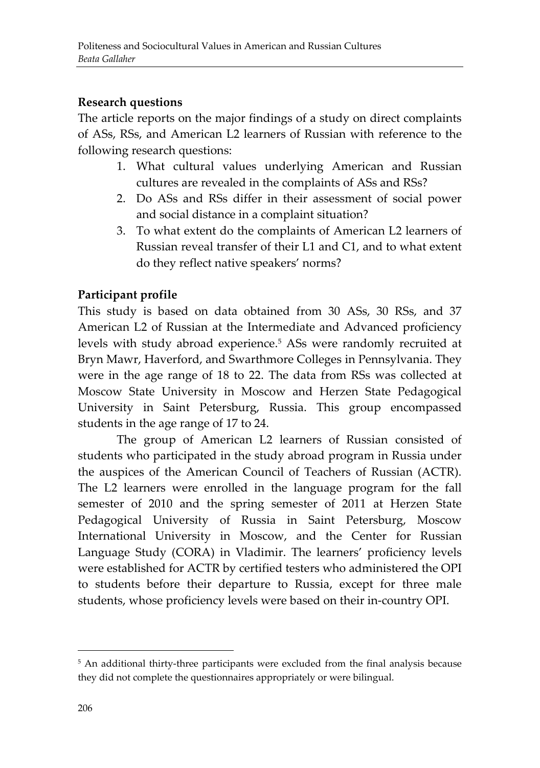## Research questions

The article reports on the major findings of a study on direct complaints of ASs, RSs, and American L2 learners of Russian with reference to the following research questions:

1. What cultural values underlying American and Russian cultures are revealed in the complaints of ASs and RSs?
2. Do ASs and RSs differ in their assessment of social power and social distance in a complaint situation?
3. To what extent do the complaints of American L2 learners of Russian reveal transfer of their L1 and C1, and to what extent do they reflect native speakers' norms?

## Participant profile

This study is based on data obtained from 30 ASs, 30 RSs, and 37 American L2 of Russian at the Intermediate and Advanced proficiency levels with study abroad experience.[5] ASs were randomly recruited at Bryn Mawr, Haverford, and Swarthmore Colleges in Pennsylvania. They were in the age range of 18 to 22. The data from RSs was collected at Moscow State University in Moscow and Herzen State Pedagogical University in Saint Petersburg, Russia. This group encompassed students in the age range of 17 to 24.

The group of American L2 learners of Russian consisted of students who participated in the study abroad program in Russia under the auspices of the American Council of Teachers of Russian (ACTR). The L2 learners were enrolled in the language program for the fall semester of 2010 and the spring semester of 2011 at Herzen State Pedagogical University of Russia in Saint Petersburg, Moscow International University in Moscow, and the Center for Russian Language Study (CORA) in Vladimir. The learners' proficiency levels were established for ACTR by certified testers who administered the OPI to students before their departure to Russia, except for three male students, whose proficiency levels were based on their in-country OPI.

[5] An additional thirty-three participants were excluded from the final analysis because they did not complete the questionnaires appropriately or were bilingual.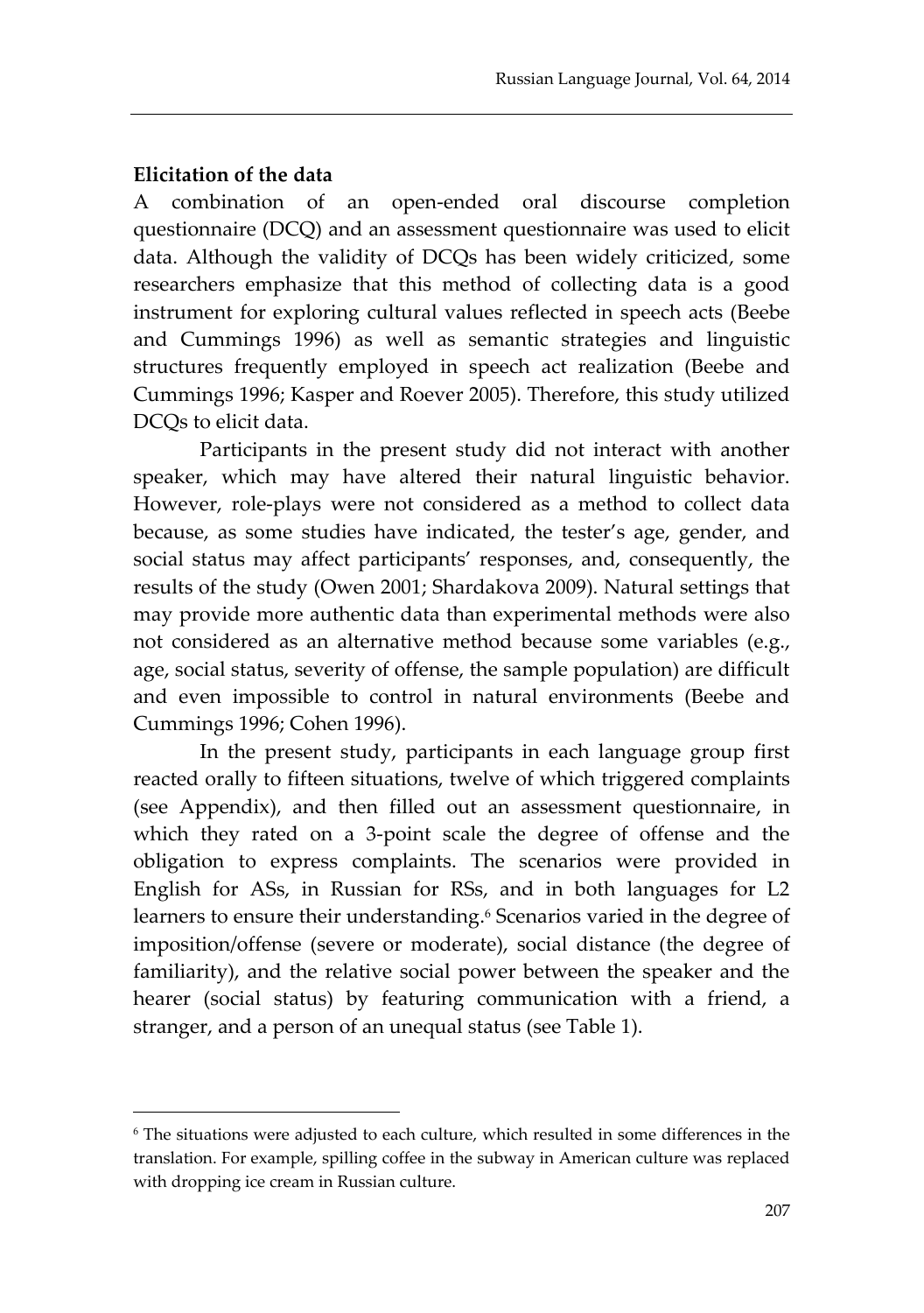**Elicitation of the data**

A combination of an open-ended oral discourse completion questionnaire (DCQ) and an assessment questionnaire was used to elicit data. Although the validity of DCQs has been widely criticized, some researchers emphasize that this method of collecting data is a good instrument for exploring cultural values reflected in speech acts (Beebe and Cummings 1996) as well as semantic strategies and linguistic structures frequently employed in speech act realization (Beebe and Cummings 1996; Kasper and Roever 2005). Therefore, this study utilized DCQs to elicit data.

Participants in the present study did not interact with another speaker, which may have altered their natural linguistic behavior. However, role-plays were not considered as a method to collect data because, as some studies have indicated, the tester's age, gender, and social status may affect participants' responses, and, consequently, the results of the study (Owen 2001; Shardakova 2009). Natural settings that may provide more authentic data than experimental methods were also not considered as an alternative method because some variables (e.g., age, social status, severity of offense, the sample population) are difficult and even impossible to control in natural environments (Beebe and Cummings 1996; Cohen 1996).

In the present study, participants in each language group first reacted orally to fifteen situations, twelve of which triggered complaints (see Appendix), and then filled out an assessment questionnaire, in which they rated on a 3-point scale the degree of offense and the obligation to express complaints. The scenarios were provided in English for ASs, in Russian for RSs, and in both languages for L2 learners to ensure their understanding.[6] Scenarios varied in the degree of imposition/offense (severe or moderate), social distance (the degree of familiarity), and the relative social power between the speaker and the hearer (social status) by featuring communication with a friend, a stranger, and a person of an unequal status (see Table 1).

[6] The situations were adjusted to each culture, which resulted in some differences in the translation. For example, spilling coffee in the subway in American culture was replaced with dropping ice cream in Russian culture.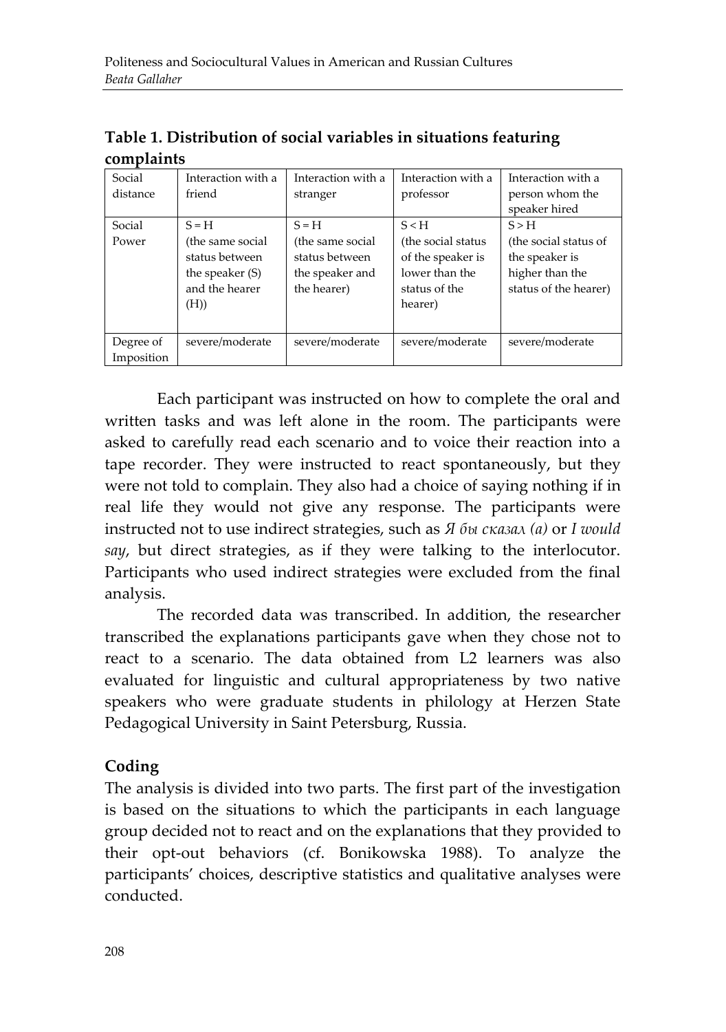**Table 1. Distribution of social variables in situations featuring complaints**

| Social distance | Interaction with a friend | Interaction with a stranger | Interaction with a professor | Interaction with a person whom the speaker hired |
|---|---|---|---|---|
| Social Power | S = H (the same social status between the speaker (S) and the hearer (H)) | S = H (the same social status between the speaker and the hearer) | S < H (the social status of the speaker is lower than the status of the hearer) | S > H (the social status of the speaker is higher than the status of the hearer) |
| Degree of Imposition | severe/moderate | severe/moderate | severe/moderate | severe/moderate |

Each participant was instructed on how to complete the oral and written tasks and was left alone in the room. The participants were asked to carefully read each scenario and to voice their reaction into a tape recorder. They were instructed to react spontaneously, but they were not told to complain. They also had a choice of saying nothing if in real life they would not give any response. The participants were instructed not to use indirect strategies, such as *Я бы сказал (а)* or *I would say*, but direct strategies, as if they were talking to the interlocutor. Participants who used indirect strategies were excluded from the final analysis.

The recorded data was transcribed. In addition, the researcher transcribed the explanations participants gave when they chose not to react to a scenario. The data obtained from L2 learners was also evaluated for linguistic and cultural appropriateness by two native speakers who were graduate students in philology at Herzen State Pedagogical University in Saint Petersburg, Russia.

## Coding

The analysis is divided into two parts. The first part of the investigation is based on the situations to which the participants in each language group decided not to react and on the explanations that they provided to their opt-out behaviors (cf. Bonikowska 1988). To analyze the participants' choices, descriptive statistics and qualitative analyses were conducted.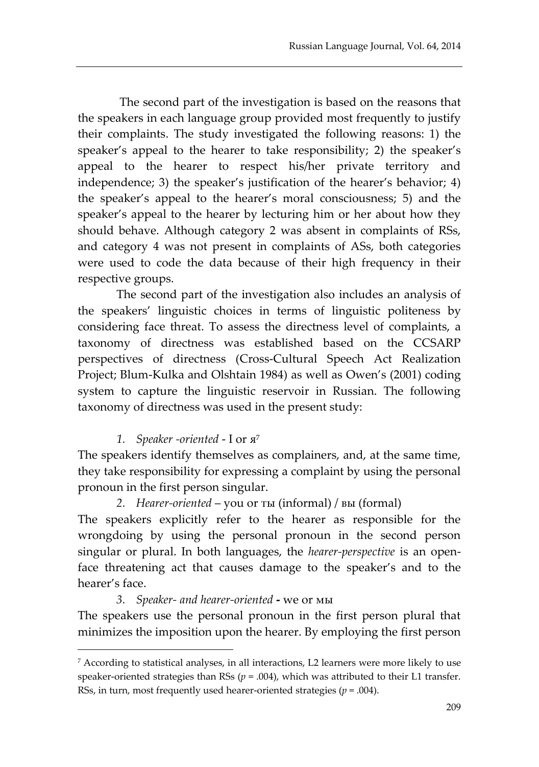The second part of the investigation is based on the reasons that the speakers in each language group provided most frequently to justify their complaints. The study investigated the following reasons: 1) the speaker's appeal to the hearer to take responsibility; 2) the speaker's appeal to the hearer to respect his/her private territory and independence; 3) the speaker's justification of the hearer's behavior; 4) the speaker's appeal to the hearer's moral consciousness; 5) and the speaker's appeal to the hearer by lecturing him or her about how they should behave. Although category 2 was absent in complaints of RSs, and category 4 was not present in complaints of ASs, both categories were used to code the data because of their high frequency in their respective groups.

The second part of the investigation also includes an analysis of the speakers' linguistic choices in terms of linguistic politeness by considering face threat. To assess the directness level of complaints, a taxonomy of directness was established based on the CCSARP perspectives of directness (Cross-Cultural Speech Act Realization Project; Blum-Kulka and Olshtain 1984) as well as Owen's (2001) coding system to capture the linguistic reservoir in Russian. The following taxonomy of directness was used in the present study:

1. *Speaker -oriented* - I or *я*[7]

The speakers identify themselves as complainers, and, at the same time, they take responsibility for expressing a complaint by using the personal pronoun in the first person singular.

2. *Hearer-oriented* – you or ты (informal) / вы (formal)

The speakers explicitly refer to the hearer as responsible for the wrongdoing by using the personal pronoun in the second person singular or plural. In both languages, the *hearer-perspective* is an open-face threatening act that causes damage to the speaker's and to the hearer's face.

3. *Speaker- and hearer-oriented* **-** we or мы

The speakers use the personal pronoun in the first person plural that minimizes the imposition upon the hearer. By employing the first person

[7] According to statistical analyses, in all interactions, L2 learners were more likely to use speaker-oriented strategies than RSs ($p$ = .004), which was attributed to their L1 transfer. RSs, in turn, most frequently used hearer-oriented strategies ($p$ = .004).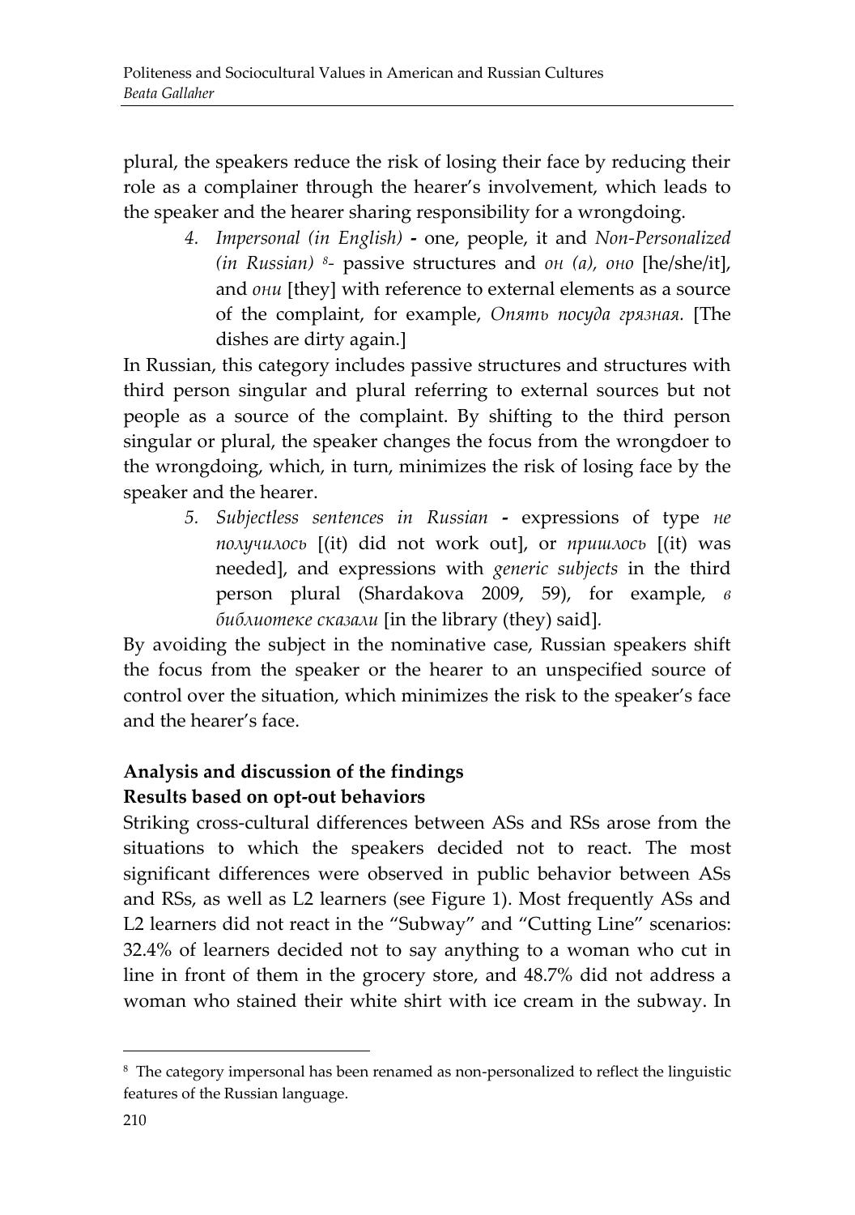plural, the speakers reduce the risk of losing their face by reducing their role as a complainer through the hearer's involvement, which leads to the speaker and the hearer sharing responsibility for a wrongdoing.

4. *Impersonal (in English)* **-** one, people, it and *Non-Personalized (in Russian)* [8]- passive structures and *он (а), оно* [he/she/it], and *они* [they] with reference to external elements as a source of the complaint, for example, *Опять посуда грязная.* [The dishes are dirty again.]

In Russian, this category includes passive structures and structures with third person singular and plural referring to external sources but not people as a source of the complaint. By shifting to the third person singular or plural, the speaker changes the focus from the wrongdoer to the wrongdoing, which, in turn, minimizes the risk of losing face by the speaker and the hearer.

5. *Subjectless sentences in Russian* **-** expressions of type *не получилось* [(it) did not work out], or *пришлось* [(it) was needed], and expressions with *generic subjects* in the third person plural (Shardakova 2009, 59), for example, *в библиотеке сказали* [in the library (they) said].

By avoiding the subject in the nominative case, Russian speakers shift the focus from the speaker or the hearer to an unspecified source of control over the situation, which minimizes the risk to the speaker's face and the hearer's face.

## Analysis and discussion of the findings

### Results based on opt-out behaviors

Striking cross-cultural differences between ASs and RSs arose from the situations to which the speakers decided not to react. The most significant differences were observed in public behavior between ASs and RSs, as well as L2 learners (see Figure 1). Most frequently ASs and L2 learners did not react in the "Subway" and "Cutting Line" scenarios: 32.4% of learners decided not to say anything to a woman who cut in line in front of them in the grocery store, and 48.7% did not address a woman who stained their white shirt with ice cream in the subway. In

[8] The category impersonal has been renamed as non-personalized to reflect the linguistic features of the Russian language.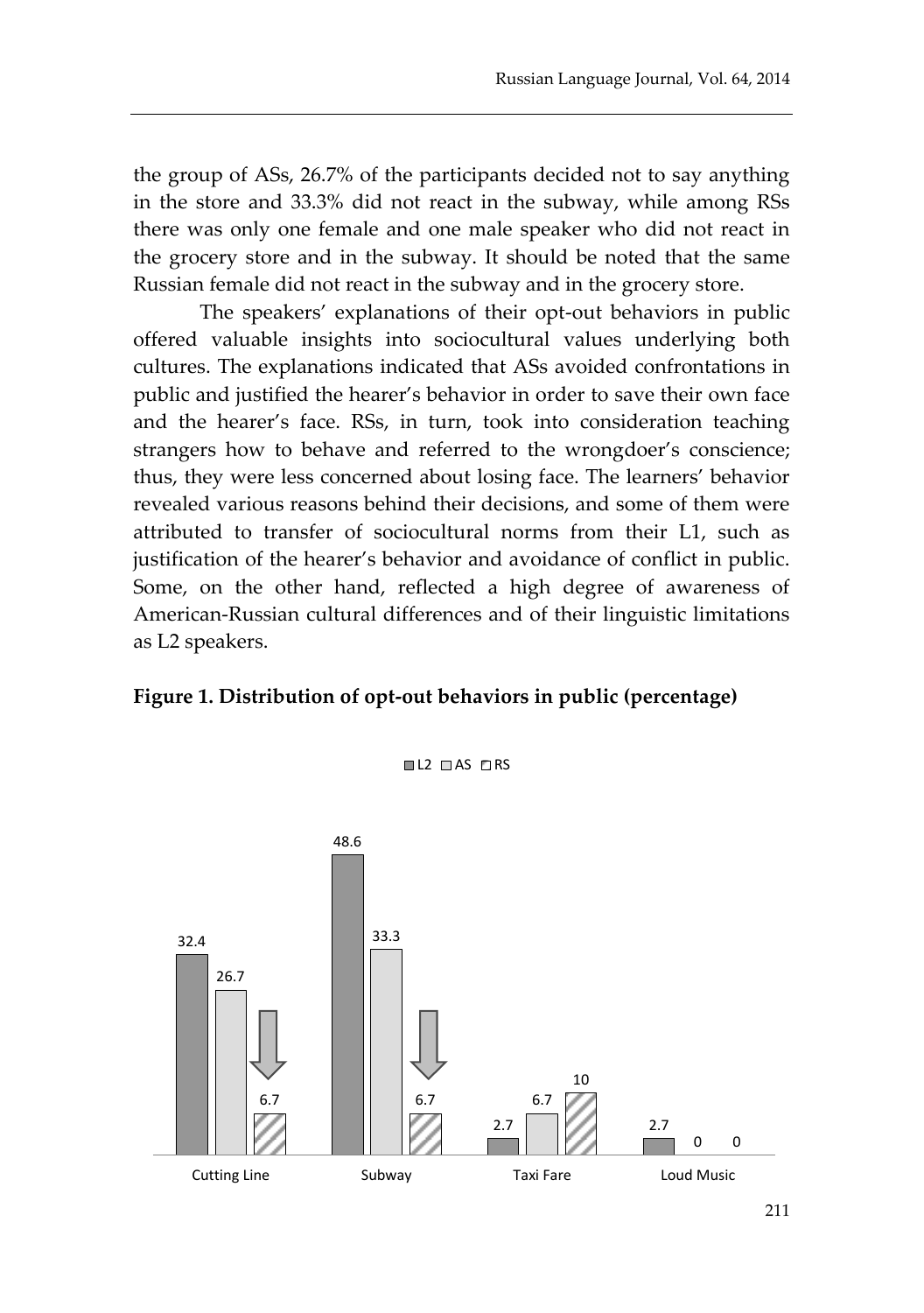the group of ASs, 26.7% of the participants decided not to say anything in the store and 33.3% did not react in the subway, while among RSs there was only one female and one male speaker who did not react in the grocery store and in the subway. It should be noted that the same Russian female did not react in the subway and in the grocery store.

The speakers' explanations of their opt-out behaviors in public offered valuable insights into sociocultural values underlying both cultures. The explanations indicated that ASs avoided confrontations in public and justified the hearer's behavior in order to save their own face and the hearer's face. RSs, in turn, took into consideration teaching strangers how to behave and referred to the wrongdoer's conscience; thus, they were less concerned about losing face. The learners' behavior revealed various reasons behind their decisions, and some of them were attributed to transfer of sociocultural norms from their L1, such as justification of the hearer's behavior and avoidance of conflict in public. Some, on the other hand, reflected a high degree of awareness of American-Russian cultural differences and of their linguistic limitations as L2 speakers.

**Figure 1. Distribution of opt-out behaviors in public (percentage)**

| | L2 | AS | RS |
|---|---|---|---|
| Cutting Line | 32.4 | 26.7 | 6.7 |
| Subway | 48.6 | 33.3 | 6.7 |
| Taxi Fare | 2.7 | 6.7 | 10 |
| Loud Music | 2.7 | 0 | 0 |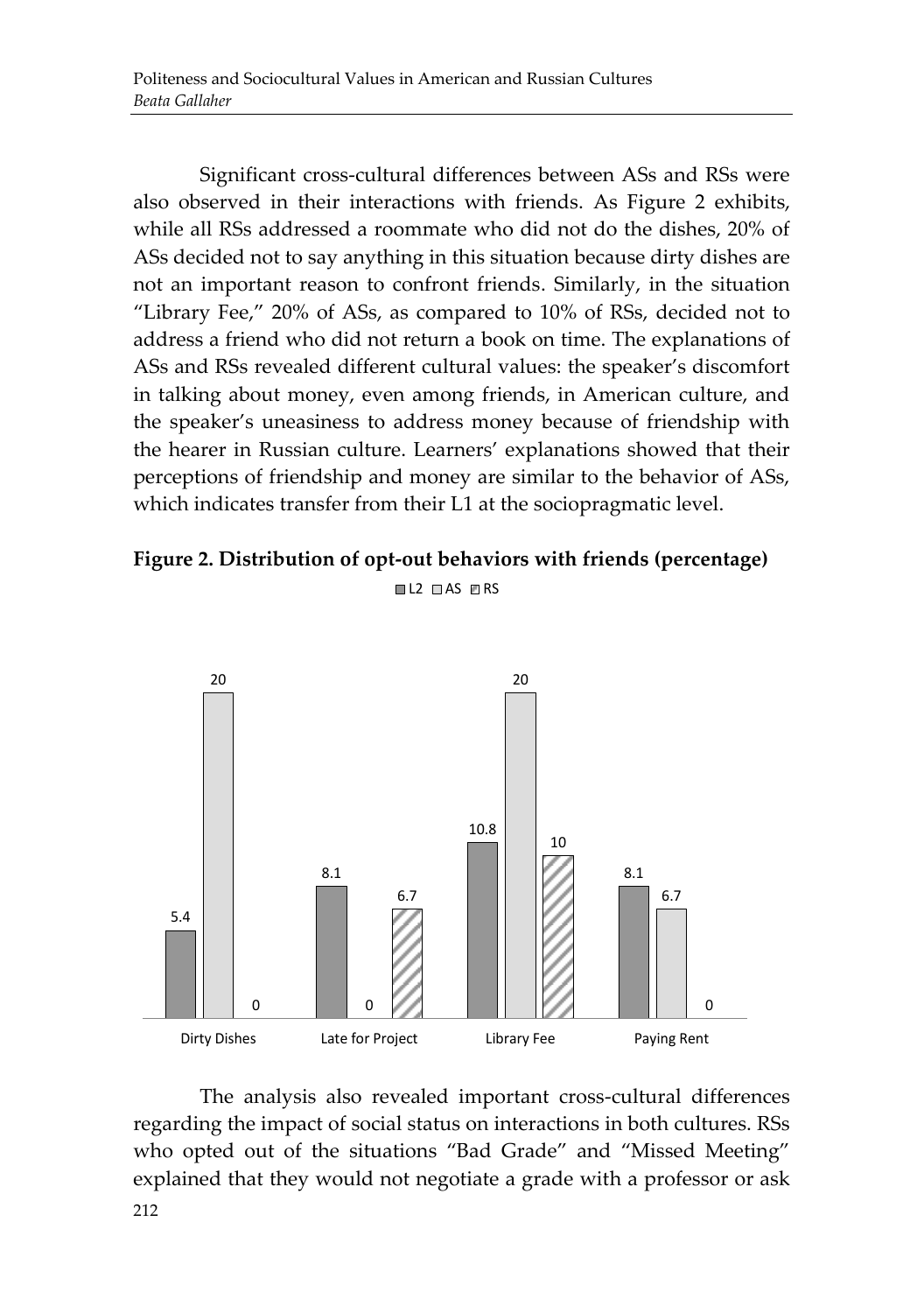Significant cross-cultural differences between ASs and RSs were also observed in their interactions with friends. As Figure 2 exhibits, while all RSs addressed a roommate who did not do the dishes, 20% of ASs decided not to say anything in this situation because dirty dishes are not an important reason to confront friends. Similarly, in the situation "Library Fee," 20% of ASs, as compared to 10% of RSs, decided not to address a friend who did not return a book on time. The explanations of ASs and RSs revealed different cultural values: the speaker's discomfort in talking about money, even among friends, in American culture, and the speaker's uneasiness to address money because of friendship with the hearer in Russian culture. Learners' explanations showed that their perceptions of friendship and money are similar to the behavior of ASs, which indicates transfer from their L1 at the sociopragmatic level.

**Figure 2. Distribution of opt-out behaviors with friends (percentage)**

| | L2 | AS | RS |
|---|---|---|---|
| Dirty Dishes | 5.4 | 20 | 0 |
| Late for Project | 8.1 | 0 | 6.7 |
| Library Fee | 10.8 | 20 | 10 |
| Paying Rent | 8.1 | 6.7 | 0 |

The analysis also revealed important cross-cultural differences regarding the impact of social status on interactions in both cultures. RSs who opted out of the situations "Bad Grade" and "Missed Meeting" explained that they would not negotiate a grade with a professor or ask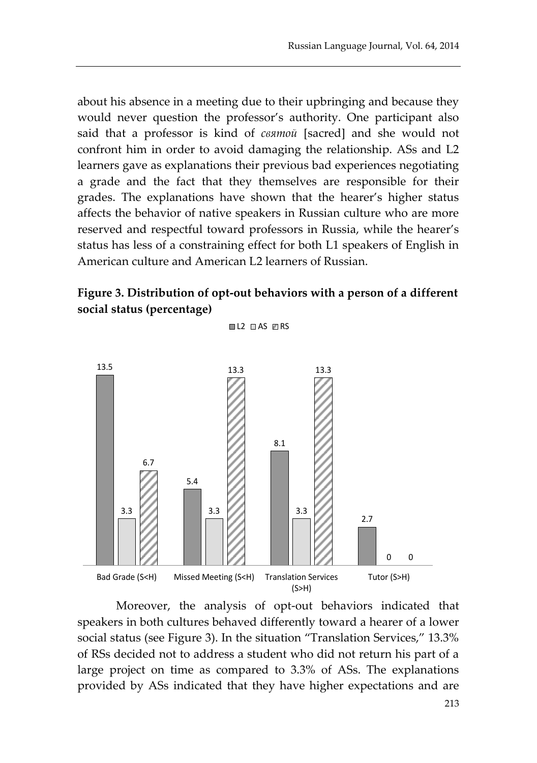about his absence in a meeting due to their upbringing and because they would never question the professor's authority. One participant also said that a professor is kind of *святой* [sacred] and she would not confront him in order to avoid damaging the relationship. ASs and L2 learners gave as explanations their previous bad experiences negotiating a grade and the fact that they themselves are responsible for their grades. The explanations have shown that the hearer's higher status affects the behavior of native speakers in Russian culture who are more reserved and respectful toward professors in Russia, while the hearer's status has less of a constraining effect for both L1 speakers of English in American culture and American L2 learners of Russian.

**Figure 3. Distribution of opt-out behaviors with a person of a different social status (percentage)**

| | L2 | AS | RS |
|---|---|---|---|
| Bad Grade (S<H) | 13.5 | 3.3 | 6.7 |
| Missed Meeting (S<H) | 5.4 | 3.3 | 13.3 |
| Translation Services (S>H) | 8.1 | 3.3 | 13.3 |
| Tutor (S>H) | 2.7 | 0 | 0 |

Moreover, the analysis of opt-out behaviors indicated that speakers in both cultures behaved differently toward a hearer of a lower social status (see Figure 3). In the situation "Translation Services," 13.3% of RSs decided not to address a student who did not return his part of a large project on time as compared to 3.3% of ASs. The explanations provided by ASs indicated that they have higher expectations and are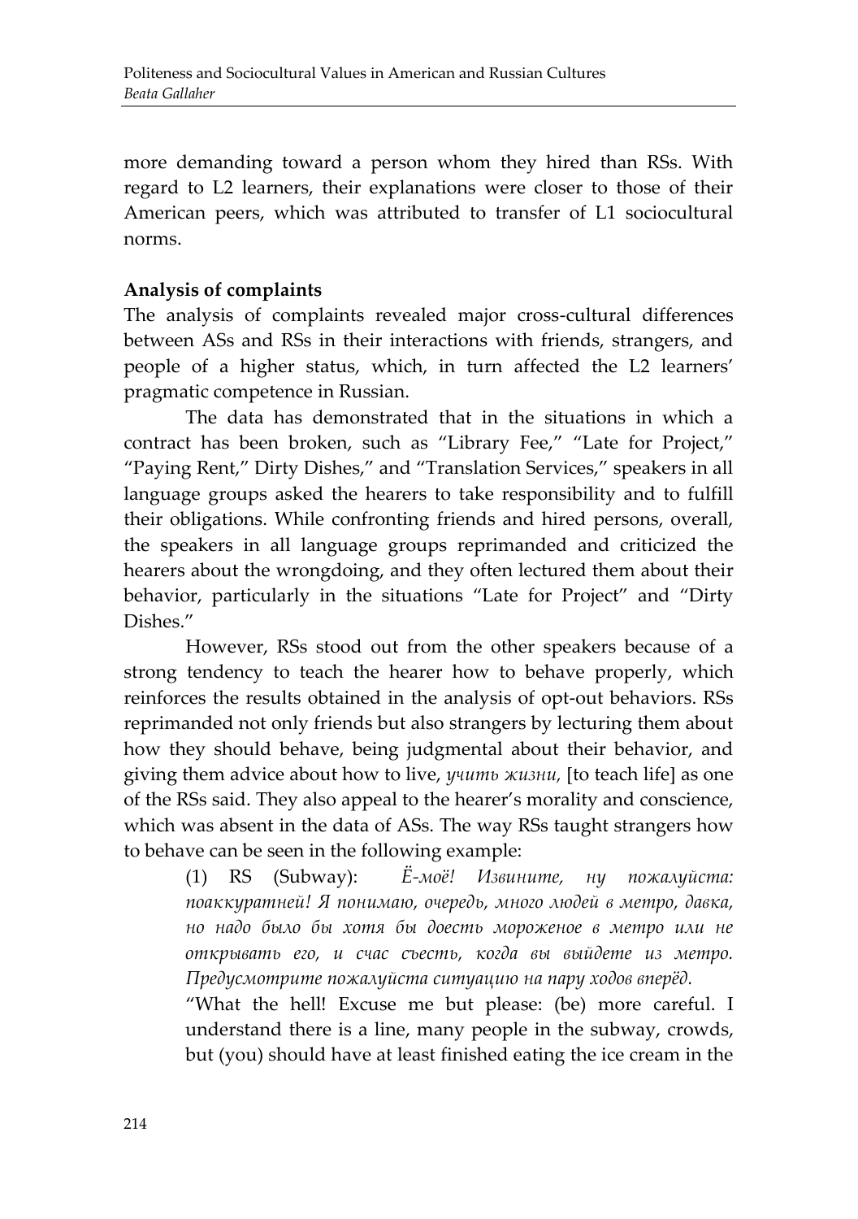more demanding toward a person whom they hired than RSs. With regard to L2 learners, their explanations were closer to those of their American peers, which was attributed to transfer of L1 sociocultural norms.

**Analysis of complaints**

The analysis of complaints revealed major cross-cultural differences between ASs and RSs in their interactions with friends, strangers, and people of a higher status, which, in turn affected the L2 learners' pragmatic competence in Russian.

The data has demonstrated that in the situations in which a contract has been broken, such as "Library Fee," "Late for Project," "Paying Rent," Dirty Dishes," and "Translation Services," speakers in all language groups asked the hearers to take responsibility and to fulfill their obligations. While confronting friends and hired persons, overall, the speakers in all language groups reprimanded and criticized the hearers about the wrongdoing, and they often lectured them about their behavior, particularly in the situations "Late for Project" and "Dirty Dishes."

However, RSs stood out from the other speakers because of a strong tendency to teach the hearer how to behave properly, which reinforces the results obtained in the analysis of opt-out behaviors. RSs reprimanded not only friends but also strangers by lecturing them about how they should behave, being judgmental about their behavior, and giving them advice about how to live, *учить жизни,* [to teach life] as one of the RSs said. They also appeal to the hearer's morality and conscience, which was absent in the data of ASs. The way RSs taught strangers how to behave can be seen in the following example:

> (1) RS (Subway): *Ё-моё! Извините, ну пожалуйста: поаккуратней! Я понимаю, очередь, много людей в метро, давка, но надо было бы хотя бы доесть мороженое в метро или не открывать его, и счас съесть, когда вы выйдете из метро. Предусмотрите пожалуйста ситуацию на пару ходов вперёд.*
>
> "What the hell! Excuse me but please: (be) more careful. I understand there is a line, many people in the subway, crowds, but (you) should have at least finished eating the ice cream in the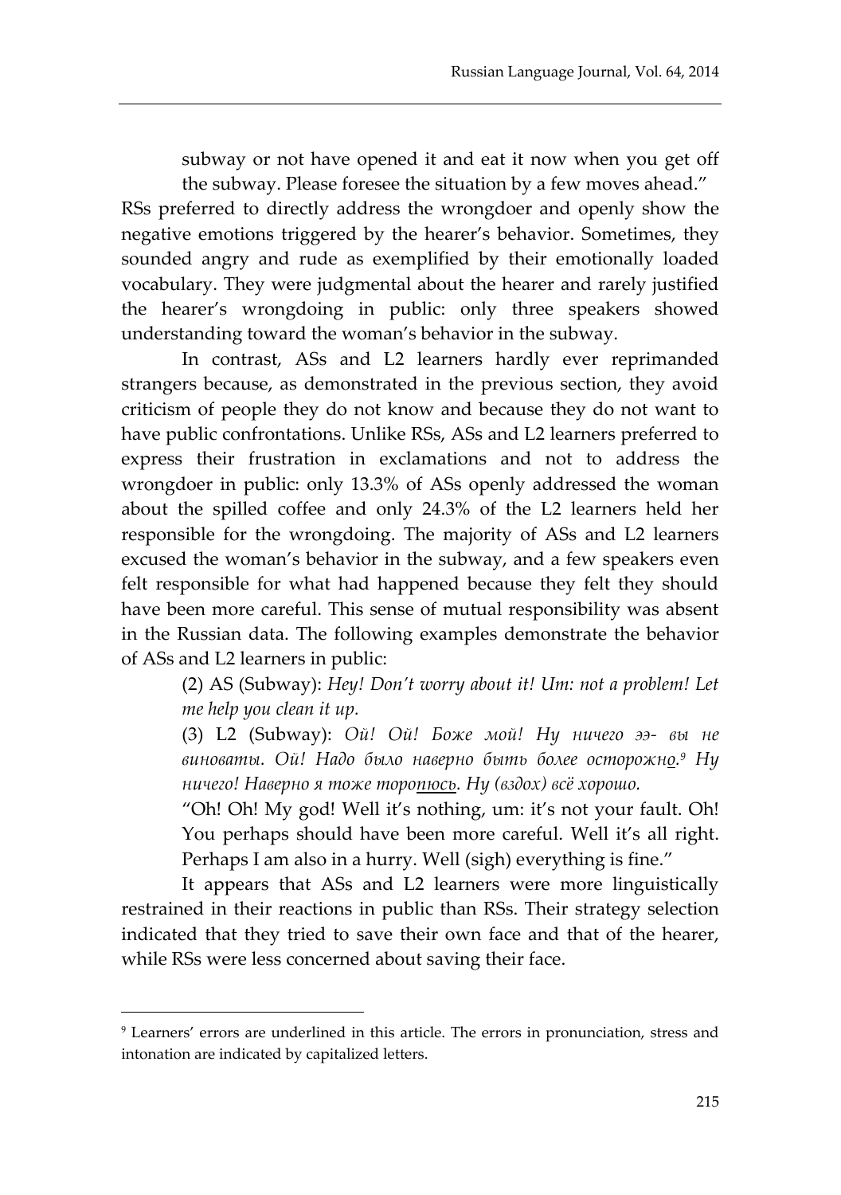subway or not have opened it and eat it now when you get off the subway. Please foresee the situation by a few moves ahead."

RSs preferred to directly address the wrongdoer and openly show the negative emotions triggered by the hearer's behavior. Sometimes, they sounded angry and rude as exemplified by their emotionally loaded vocabulary. They were judgmental about the hearer and rarely justified the hearer's wrongdoing in public: only three speakers showed understanding toward the woman's behavior in the subway.

In contrast, ASs and L2 learners hardly ever reprimanded strangers because, as demonstrated in the previous section, they avoid criticism of people they do not know and because they do not want to have public confrontations. Unlike RSs, ASs and L2 learners preferred to express their frustration in exclamations and not to address the wrongdoer in public: only 13.3% of ASs openly addressed the woman about the spilled coffee and only 24.3% of the L2 learners held her responsible for the wrongdoing. The majority of ASs and L2 learners excused the woman's behavior in the subway, and a few speakers even felt responsible for what had happened because they felt they should have been more careful. This sense of mutual responsibility was absent in the Russian data. The following examples demonstrate the behavior of ASs and L2 learners in public:

> (2) AS (Subway): *Hey! Don't worry about it! Um: not a problem! Let me help you clean it up.*
>
> (3) L2 (Subway): *Ой! Ой! Боже мой! Ну ничего ээ- вы не виноваты. Ой! Надо было наверно быть более осторожн<u>о</u>.*[9] *Ну ничего! Наверно я тоже торо<u>пюсь</u>. Ну (вздох) всё хорошо.*
>
> "Oh! Oh! My god! Well it's nothing, um: it's not your fault. Oh! You perhaps should have been more careful. Well it's all right. Perhaps I am also in a hurry. Well (sigh) everything is fine."

It appears that ASs and L2 learners were more linguistically restrained in their reactions in public than RSs. Their strategy selection indicated that they tried to save their own face and that of the hearer, while RSs were less concerned about saving their face.

---

[9] Learners' errors are underlined in this article. The errors in pronunciation, stress and intonation are indicated by capitalized letters.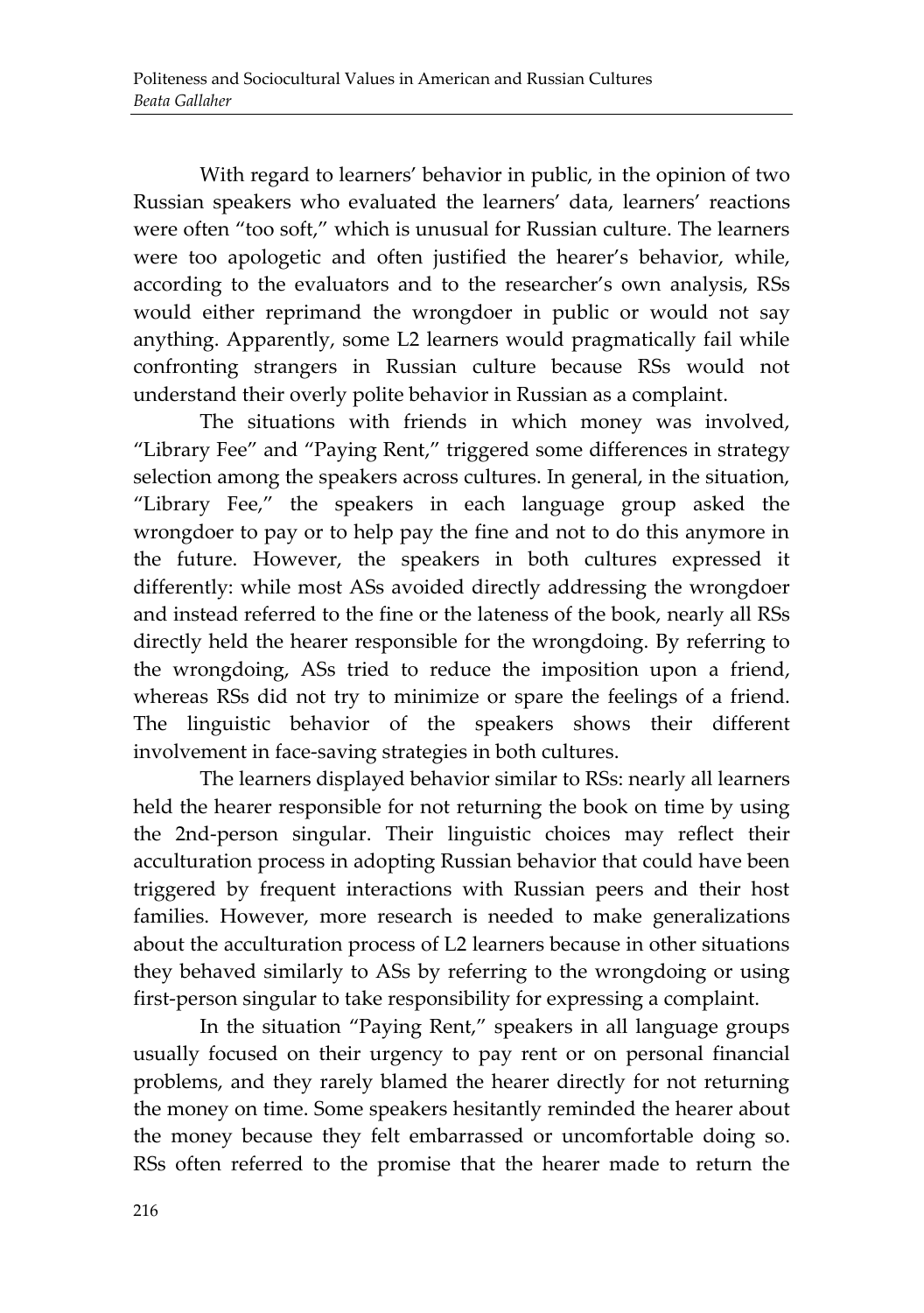With regard to learners' behavior in public, in the opinion of two Russian speakers who evaluated the learners' data, learners' reactions were often "too soft," which is unusual for Russian culture. The learners were too apologetic and often justified the hearer's behavior, while, according to the evaluators and to the researcher's own analysis, RSs would either reprimand the wrongdoer in public or would not say anything. Apparently, some L2 learners would pragmatically fail while confronting strangers in Russian culture because RSs would not understand their overly polite behavior in Russian as a complaint.

The situations with friends in which money was involved, "Library Fee" and "Paying Rent," triggered some differences in strategy selection among the speakers across cultures. In general, in the situation, "Library Fee," the speakers in each language group asked the wrongdoer to pay or to help pay the fine and not to do this anymore in the future. However, the speakers in both cultures expressed it differently: while most ASs avoided directly addressing the wrongdoer and instead referred to the fine or the lateness of the book, nearly all RSs directly held the hearer responsible for the wrongdoing. By referring to the wrongdoing, ASs tried to reduce the imposition upon a friend, whereas RSs did not try to minimize or spare the feelings of a friend. The linguistic behavior of the speakers shows their different involvement in face-saving strategies in both cultures.

The learners displayed behavior similar to RSs: nearly all learners held the hearer responsible for not returning the book on time by using the 2nd-person singular. Their linguistic choices may reflect their acculturation process in adopting Russian behavior that could have been triggered by frequent interactions with Russian peers and their host families. However, more research is needed to make generalizations about the acculturation process of L2 learners because in other situations they behaved similarly to ASs by referring to the wrongdoing or using first-person singular to take responsibility for expressing a complaint.

In the situation "Paying Rent," speakers in all language groups usually focused on their urgency to pay rent or on personal financial problems, and they rarely blamed the hearer directly for not returning the money on time. Some speakers hesitantly reminded the hearer about the money because they felt embarrassed or uncomfortable doing so. RSs often referred to the promise that the hearer made to return the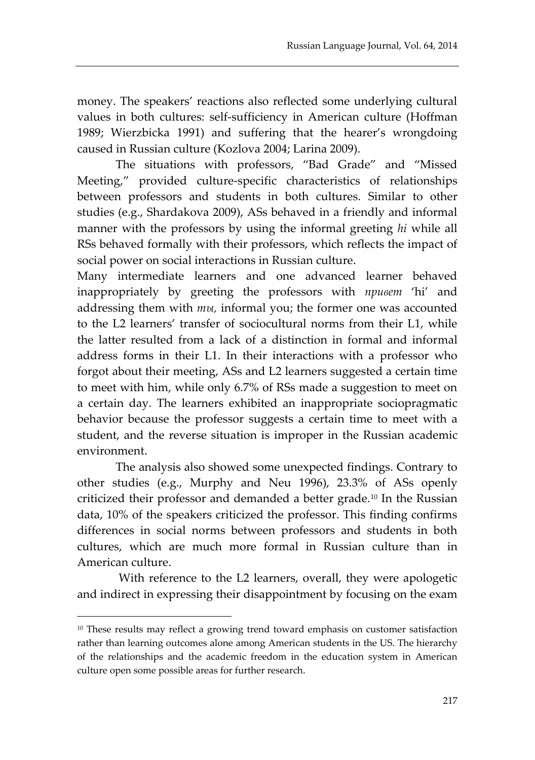money. The speakers' reactions also reflected some underlying cultural values in both cultures: self-sufficiency in American culture (Hoffman 1989; Wierzbicka 1991) and suffering that the hearer's wrongdoing caused in Russian culture (Kozlova 2004; Larina 2009).

The situations with professors, "Bad Grade" and "Missed Meeting," provided culture-specific characteristics of relationships between professors and students in both cultures. Similar to other studies (e.g., Shardakova 2009), ASs behaved in a friendly and informal manner with the professors by using the informal greeting *hi* while all RSs behaved formally with their professors, which reflects the impact of social power on social interactions in Russian culture.

Many intermediate learners and one advanced learner behaved inappropriately by greeting the professors with *привет* 'hi' and addressing them with *ты*, informal you; the former one was accounted to the L2 learners' transfer of sociocultural norms from their L1, while the latter resulted from a lack of a distinction in formal and informal address forms in their L1. In their interactions with a professor who forgot about their meeting, ASs and L2 learners suggested a certain time to meet with him, while only 6.7% of RSs made a suggestion to meet on a certain day. The learners exhibited an inappropriate sociopragmatic behavior because the professor suggests a certain time to meet with a student, and the reverse situation is improper in the Russian academic environment.

The analysis also showed some unexpected findings. Contrary to other studies (e.g., Murphy and Neu 1996), 23.3% of ASs openly criticized their professor and demanded a better grade.[10] In the Russian data, 10% of the speakers criticized the professor. This finding confirms differences in social norms between professors and students in both cultures, which are much more formal in Russian culture than in American culture.

With reference to the L2 learners, overall, they were apologetic and indirect in expressing their disappointment by focusing on the exam

---

[10] These results may reflect a growing trend toward emphasis on customer satisfaction rather than learning outcomes alone among American students in the US. The hierarchy of the relationships and the academic freedom in the education system in American culture open some possible areas for further research.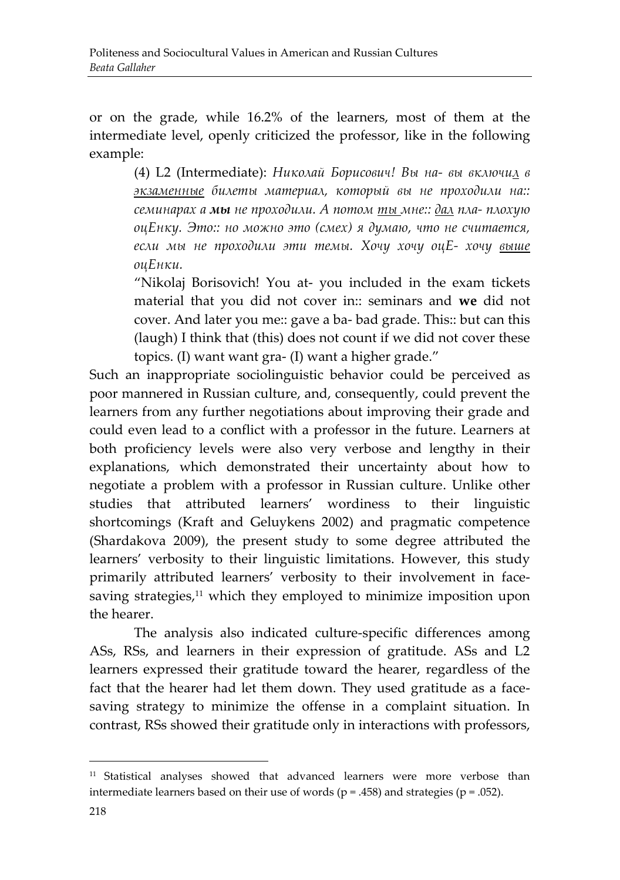or on the grade, while 16.2% of the learners, most of them at the intermediate level, openly criticized the professor, like in the following example:

> (4) L2 (Intermediate): *Николай Борисович! Вы на- вы включи<u>л</u> в <u>экзаменные</u> билеты материал, который вы не проходили на:: семинарах а* ***мы*** *не проходили. А потом <u>ты</u> мне:: <u>дал</u> пла- плохую оцЕнку. Это:: но можно это (смех) я думаю, что не считается, если мы не проходили эти темы. Хочу хочу оцЕ- хочу <u>выше</u> оцЕнки.*
>
> "Nikolaj Borisovich! You at- you included in the exam tickets material that you did not cover in:: seminars and **we** did not cover. And later you me:: gave a ba- bad grade. This:: but can this (laugh) I think that (this) does not count if we did not cover these topics. (I) want want gra- (I) want a higher grade."

Such an inappropriate sociolinguistic behavior could be perceived as poor mannered in Russian culture, and, consequently, could prevent the learners from any further negotiations about improving their grade and could even lead to a conflict with a professor in the future. Learners at both proficiency levels were also very verbose and lengthy in their explanations, which demonstrated their uncertainty about how to negotiate a problem with a professor in Russian culture. Unlike other studies that attributed learners' wordiness to their linguistic shortcomings (Kraft and Geluykens 2002) and pragmatic competence (Shardakova 2009), the present study to some degree attributed the learners' verbosity to their linguistic limitations. However, this study primarily attributed learners' verbosity to their involvement in face-saving strategies,[11] which they employed to minimize imposition upon the hearer.

The analysis also indicated culture-specific differences among ASs, RSs, and learners in their expression of gratitude. ASs and L2 learners expressed their gratitude toward the hearer, regardless of the fact that the hearer had let them down. They used gratitude as a face-saving strategy to minimize the offense in a complaint situation. In contrast, RSs showed their gratitude only in interactions with professors,

---

[11] Statistical analyses showed that advanced learners were more verbose than intermediate learners based on their use of words ($p = .458$) and strategies ($p = .052$).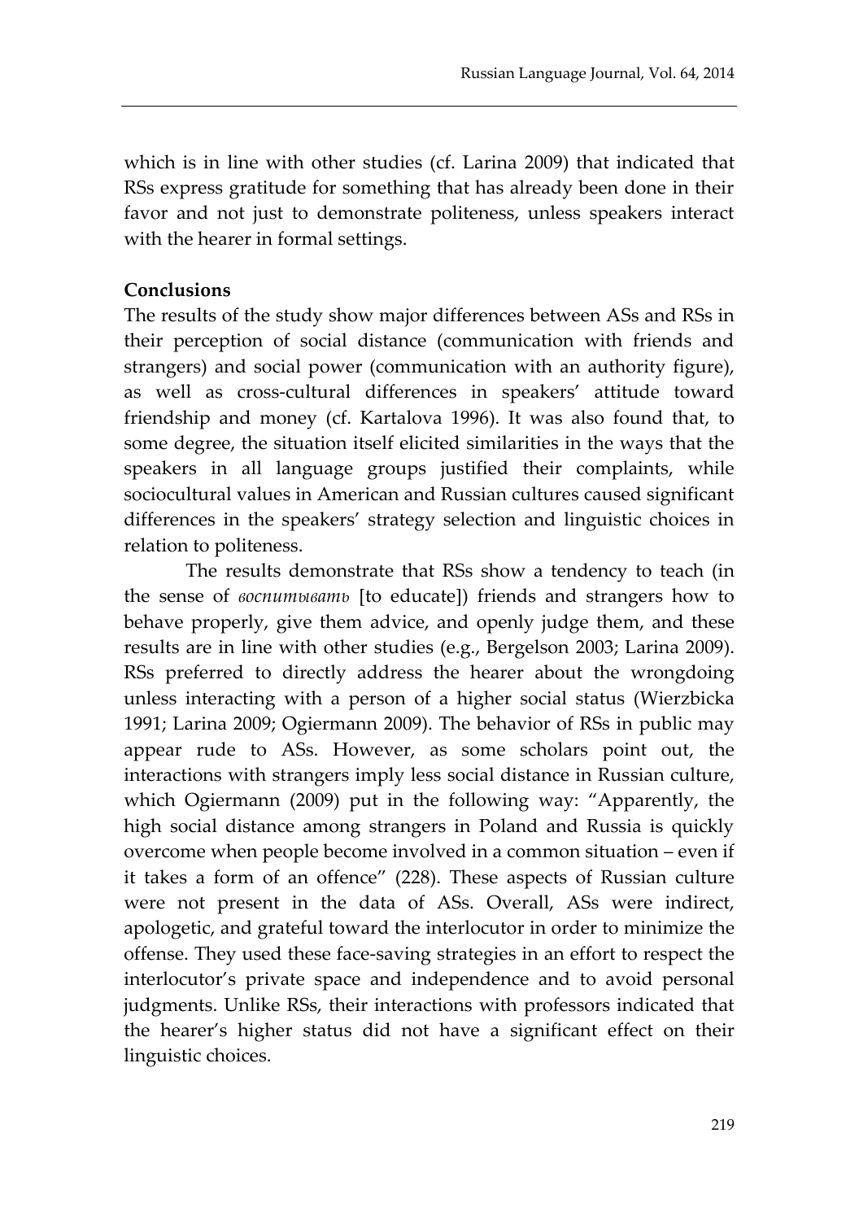which is in line with other studies (cf. Larina 2009) that indicated that RSs express gratitude for something that has already been done in their favor and not just to demonstrate politeness, unless speakers interact with the hearer in formal settings.

## Conclusions

The results of the study show major differences between ASs and RSs in their perception of social distance (communication with friends and strangers) and social power (communication with an authority figure), as well as cross-cultural differences in speakers' attitude toward friendship and money (cf. Kartalova 1996). It was also found that, to some degree, the situation itself elicited similarities in the ways that the speakers in all language groups justified their complaints, while sociocultural values in American and Russian cultures caused significant differences in the speakers' strategy selection and linguistic choices in relation to politeness.

The results demonstrate that RSs show a tendency to teach (in the sense of *воспитывать* [to educate]) friends and strangers how to behave properly, give them advice, and openly judge them, and these results are in line with other studies (e.g., Bergelson 2003; Larina 2009). RSs preferred to directly address the hearer about the wrongdoing unless interacting with a person of a higher social status (Wierzbicka 1991; Larina 2009; Ogiermann 2009). The behavior of RSs in public may appear rude to ASs. However, as some scholars point out, the interactions with strangers imply less social distance in Russian culture, which Ogiermann (2009) put in the following way: "Apparently, the high social distance among strangers in Poland and Russia is quickly overcome when people become involved in a common situation – even if it takes a form of an offence" (228). These aspects of Russian culture were not present in the data of ASs. Overall, ASs were indirect, apologetic, and grateful toward the interlocutor in order to minimize the offense. They used these face-saving strategies in an effort to respect the interlocutor's private space and independence and to avoid personal judgments. Unlike RSs, their interactions with professors indicated that the hearer's higher status did not have a significant effect on their linguistic choices.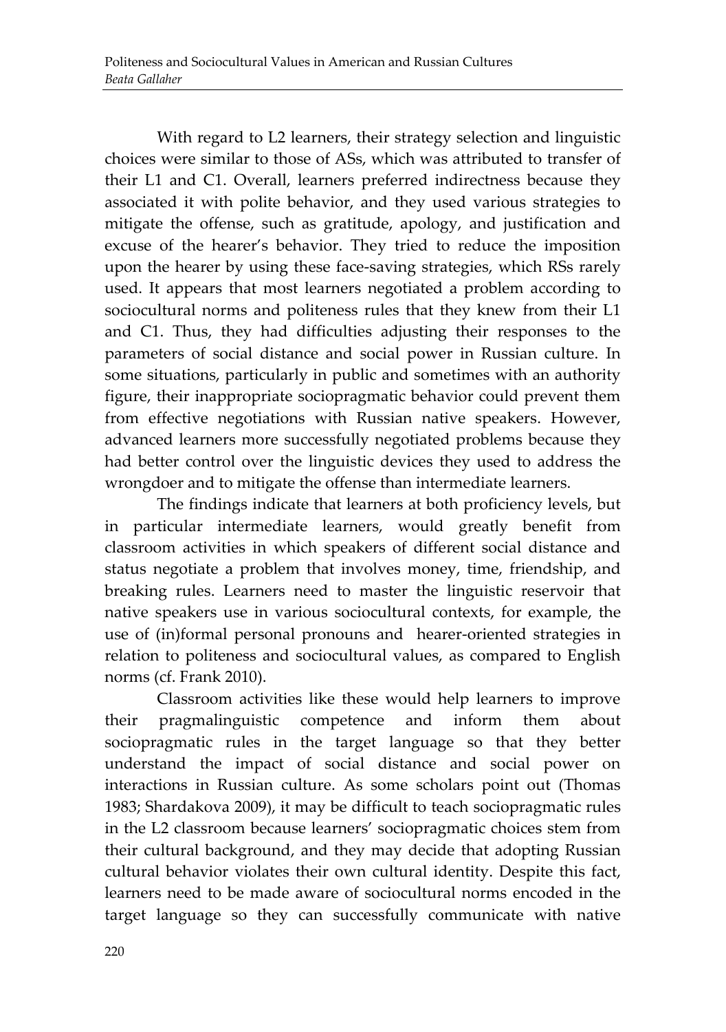With regard to L2 learners, their strategy selection and linguistic choices were similar to those of ASs, which was attributed to transfer of their L1 and C1. Overall, learners preferred indirectness because they associated it with polite behavior, and they used various strategies to mitigate the offense, such as gratitude, apology, and justification and excuse of the hearer's behavior. They tried to reduce the imposition upon the hearer by using these face-saving strategies, which RSs rarely used. It appears that most learners negotiated a problem according to sociocultural norms and politeness rules that they knew from their L1 and C1. Thus, they had difficulties adjusting their responses to the parameters of social distance and social power in Russian culture. In some situations, particularly in public and sometimes with an authority figure, their inappropriate sociopragmatic behavior could prevent them from effective negotiations with Russian native speakers. However, advanced learners more successfully negotiated problems because they had better control over the linguistic devices they used to address the wrongdoer and to mitigate the offense than intermediate learners.

The findings indicate that learners at both proficiency levels, but in particular intermediate learners, would greatly benefit from classroom activities in which speakers of different social distance and status negotiate a problem that involves money, time, friendship, and breaking rules. Learners need to master the linguistic reservoir that native speakers use in various sociocultural contexts, for example, the use of (in)formal personal pronouns and hearer-oriented strategies in relation to politeness and sociocultural values, as compared to English norms (cf. Frank 2010).

Classroom activities like these would help learners to improve their pragmalinguistic competence and inform them about sociopragmatic rules in the target language so that they better understand the impact of social distance and social power on interactions in Russian culture. As some scholars point out (Thomas 1983; Shardakova 2009), it may be difficult to teach sociopragmatic rules in the L2 classroom because learners' sociopragmatic choices stem from their cultural background, and they may decide that adopting Russian cultural behavior violates their own cultural identity. Despite this fact, learners need to be made aware of sociocultural norms encoded in the target language so they can successfully communicate with native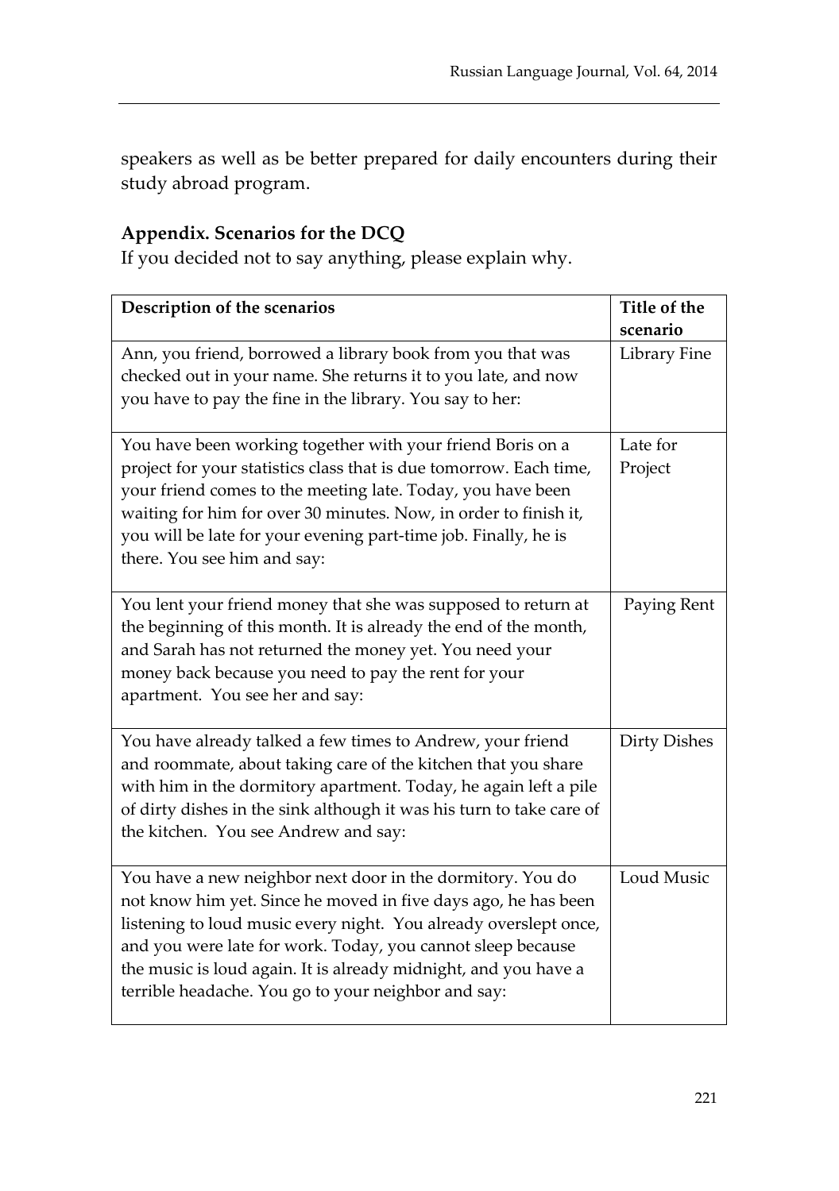speakers as well as be better prepared for daily encounters during their study abroad program.

## Appendix. Scenarios for the DCQ

If you decided not to say anything, please explain why.

| **Description of the scenarios** | **Title of the scenario** |
|---|---|
| Ann, you friend, borrowed a library book from you that was checked out in your name. She returns it to you late, and now you have to pay the fine in the library. You say to her: | Library Fine |
| You have been working together with your friend Boris on a project for your statistics class that is due tomorrow. Each time, your friend comes to the meeting late. Today, you have been waiting for him for over 30 minutes. Now, in order to finish it, you will be late for your evening part-time job. Finally, he is there. You see him and say: | Late for Project |
| You lent your friend money that she was supposed to return at the beginning of this month. It is already the end of the month, and Sarah has not returned the money yet. You need your money back because you need to pay the rent for your apartment. You see her and say: | Paying Rent |
| You have already talked a few times to Andrew, your friend and roommate, about taking care of the kitchen that you share with him in the dormitory apartment. Today, he again left a pile of dirty dishes in the sink although it was his turn to take care of the kitchen. You see Andrew and say: | Dirty Dishes |
| You have a new neighbor next door in the dormitory. You do not know him yet. Since he moved in five days ago, he has been listening to loud music every night. You already overslept once, and you were late for work. Today, you cannot sleep because the music is loud again. It is already midnight, and you have a terrible headache. You go to your neighbor and say: | Loud Music |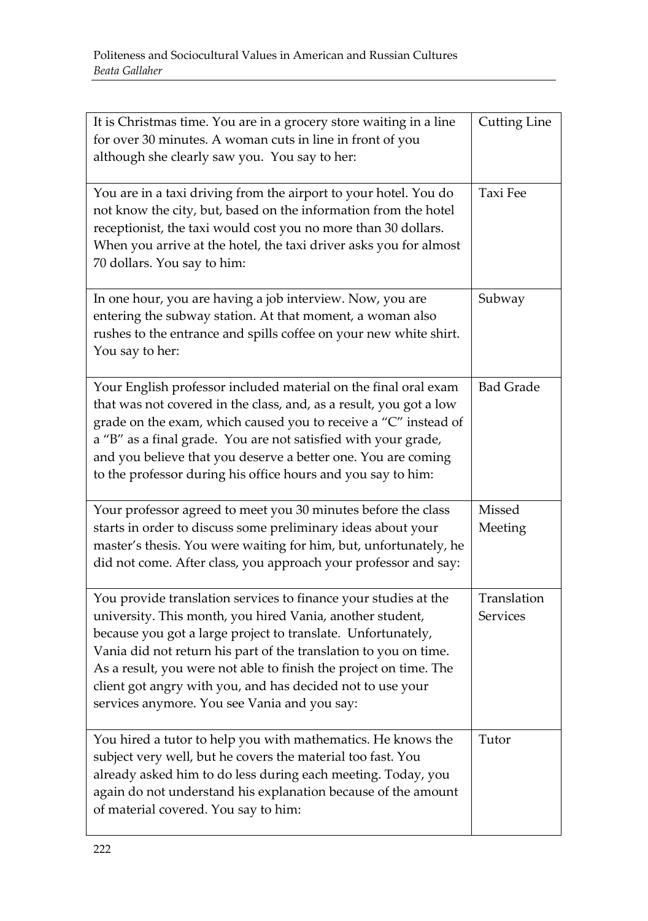| | |
|---|---|
| It is Christmas time. You are in a grocery store waiting in a line for over 30 minutes. A woman cuts in line in front of you although she clearly saw you. You say to her: | Cutting Line |
| You are in a taxi driving from the airport to your hotel. You do not know the city, but, based on the information from the hotel receptionist, the taxi would cost you no more than 30 dollars. When you arrive at the hotel, the taxi driver asks you for almost 70 dollars. You say to him: | Taxi Fee |
| In one hour, you are having a job interview. Now, you are entering the subway station. At that moment, a woman also rushes to the entrance and spills coffee on your new white shirt. You say to her: | Subway |
| Your English professor included material on the final oral exam that was not covered in the class, and, as a result, you got a low grade on the exam, which caused you to receive a "C" instead of a "B" as a final grade. You are not satisfied with your grade, and you believe that you deserve a better one. You are coming to the professor during his office hours and you say to him: | Bad Grade |
| Your professor agreed to meet you 30 minutes before the class starts in order to discuss some preliminary ideas about your master's thesis. You were waiting for him, but, unfortunately, he did not come. After class, you approach your professor and say: | Missed Meeting |
| You provide translation services to finance your studies at the university. This month, you hired Vania, another student, because you got a large project to translate. Unfortunately, Vania did not return his part of the translation to you on time. As a result, you were not able to finish the project on time. The client got angry with you, and has decided not to use your services anymore. You see Vania and you say: | Translation Services |
| You hired a tutor to help you with mathematics. He knows the subject very well, but he covers the material too fast. You already asked him to do less during each meeting. Today, you again do not understand his explanation because of the amount of material covered. You say to him: | Tutor |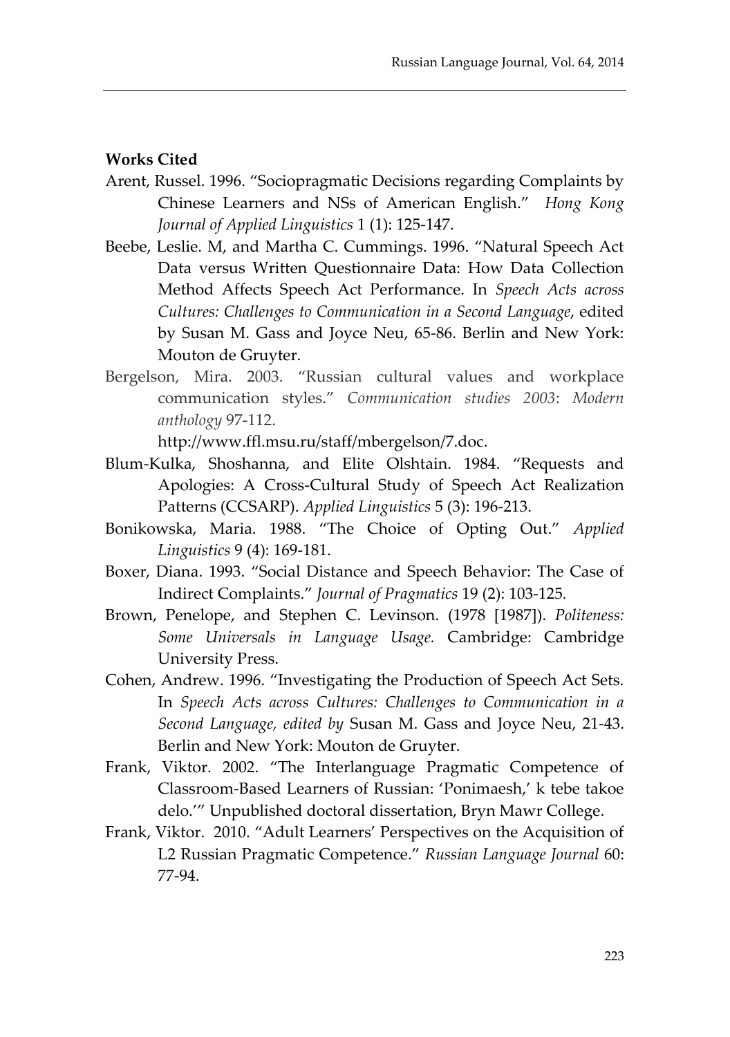**Works Cited**

Arent, Russel. 1996. "Sociopragmatic Decisions regarding Complaints by Chinese Learners and NSs of American English." *Hong Kong Journal of Applied Linguistics* 1 (1): 125-147.

Beebe, Leslie. M, and Martha C. Cummings. 1996. "Natural Speech Act Data versus Written Questionnaire Data: How Data Collection Method Affects Speech Act Performance. In *Speech Acts across Cultures: Challenges to Communication in a Second Language*, edited by Susan M. Gass and Joyce Neu, 65-86. Berlin and New York: Mouton de Gruyter.

Bergelson, Mira. 2003. "Russian cultural values and workplace communication styles." *Communication studies 2003*: *Modern anthology* 97-112. http://www.ffl.msu.ru/staff/mbergelson/7.doc.

Blum-Kulka, Shoshanna, and Elite Olshtain. 1984. "Requests and Apologies: A Cross-Cultural Study of Speech Act Realization Patterns (CCSARP). *Applied Linguistics* 5 (3): 196-213.

Bonikowska, Maria. 1988. "The Choice of Opting Out." *Applied Linguistics* 9 (4): 169-181.

Boxer, Diana. 1993. "Social Distance and Speech Behavior: The Case of Indirect Complaints." *Journal of Pragmatics* 19 (2): 103-125.

Brown, Penelope, and Stephen C. Levinson. (1978 [1987]). *Politeness: Some Universals in Language Usage.* Cambridge: Cambridge University Press.

Cohen, Andrew. 1996. "Investigating the Production of Speech Act Sets. In *Speech Acts across Cultures: Challenges to Communication in a Second Language, edited by* Susan M. Gass and Joyce Neu, 21-43. Berlin and New York: Mouton de Gruyter.

Frank, Viktor. 2002. "The Interlanguage Pragmatic Competence of Classroom-Based Learners of Russian: 'Ponimaesh,' k tebe takoe delo.'" Unpublished doctoral dissertation, Bryn Mawr College.

Frank, Viktor. 2010. "Adult Learners' Perspectives on the Acquisition of L2 Russian Pragmatic Competence." *Russian Language Journal* 60: 77-94.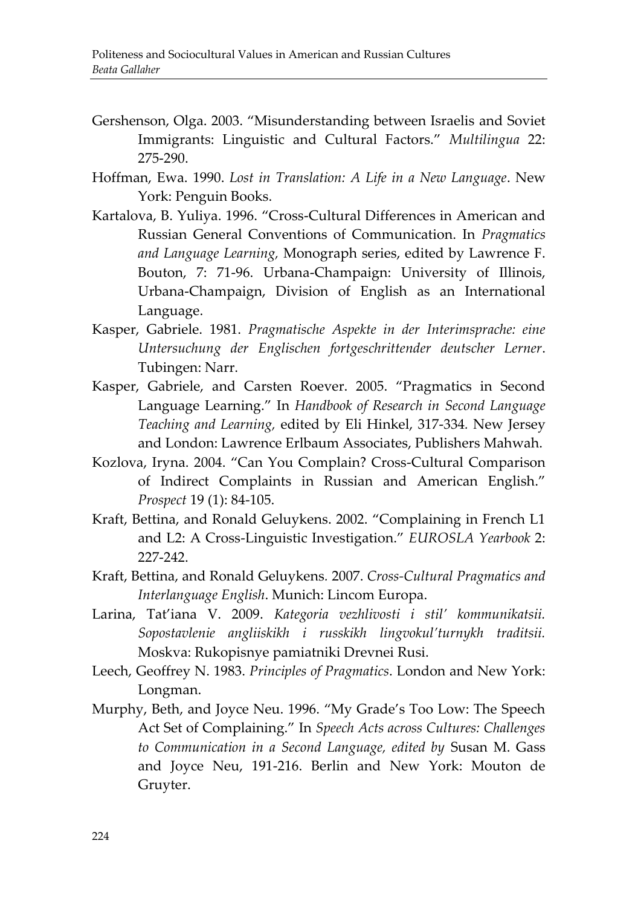Gershenson, Olga. 2003. "Misunderstanding between Israelis and Soviet Immigrants: Linguistic and Cultural Factors." *Multilingua* 22: 275-290.

Hoffman, Ewa. 1990. *Lost in Translation: A Life in a New Language*. New York: Penguin Books.

Kartalova, B. Yuliya. 1996. "Cross-Cultural Differences in American and Russian General Conventions of Communication. In *Pragmatics and Language Learning,* Monograph series, edited by Lawrence F. Bouton, 7: 71-96. Urbana-Champaign: University of Illinois, Urbana-Champaign, Division of English as an International Language.

Kasper, Gabriele. 1981. *Pragmatische Aspekte in der Interimsprache: eine Untersuchung der Englischen fortgeschrittender deutscher Lerner*. Tubingen: Narr.

Kasper, Gabriele, and Carsten Roever. 2005. "Pragmatics in Second Language Learning." In *Handbook of Research in Second Language Teaching and Learning,* edited by Eli Hinkel, 317-334. New Jersey and London: Lawrence Erlbaum Associates, Publishers Mahwah.

Kozlova, Iryna. 2004. "Can You Complain? Cross-Cultural Comparison of Indirect Complaints in Russian and American English." *Prospect* 19 (1): 84-105.

Kraft, Bettina, and Ronald Geluykens. 2002. "Complaining in French L1 and L2: A Cross-Linguistic Investigation." *EUROSLA Yearbook* 2: 227-242.

Kraft, Bettina, and Ronald Geluykens. 2007. *Cross-Cultural Pragmatics and Interlanguage English*. Munich: Lincom Europa.

Larina, Tat'iana V. 2009. *Kategoria vezhlivosti i stil' kommunikatsii. Sopostavlenie angliiskikh i russkikh lingvokul'turnykh traditsii.* Moskva: Rukopisnye pamiatniki Drevnei Rusi.

Leech, Geoffrey N. 1983. *Principles of Pragmatics*. London and New York: Longman.

Murphy, Beth, and Joyce Neu. 1996. "My Grade's Too Low: The Speech Act Set of Complaining." In *Speech Acts across Cultures: Challenges to Communication in a Second Language, edited by* Susan M. Gass and Joyce Neu, 191-216. Berlin and New York: Mouton de Gruyter.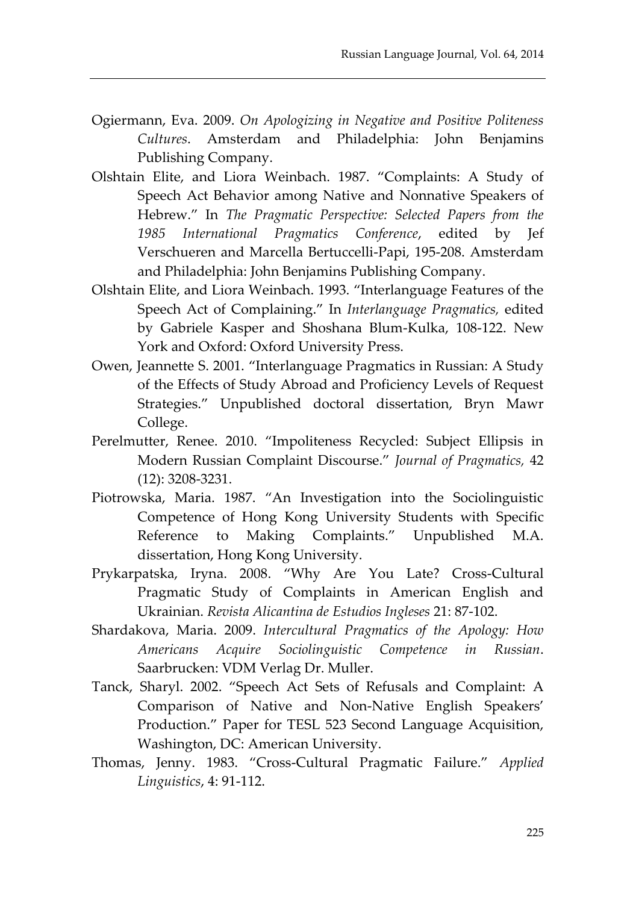Ogiermann, Eva. 2009. *On Apologizing in Negative and Positive Politeness Cultures*. Amsterdam and Philadelphia: John Benjamins Publishing Company.

Olshtain Elite, and Liora Weinbach. 1987. "Complaints: A Study of Speech Act Behavior among Native and Nonnative Speakers of Hebrew." In *The Pragmatic Perspective: Selected Papers from the 1985 International Pragmatics Conference*, edited by Jef Verschueren and Marcella Bertuccelli-Papi, 195-208. Amsterdam and Philadelphia: John Benjamins Publishing Company.

Olshtain Elite, and Liora Weinbach. 1993. "Interlanguage Features of the Speech Act of Complaining." In *Interlanguage Pragmatics,* edited by Gabriele Kasper and Shoshana Blum-Kulka, 108-122. New York and Oxford: Oxford University Press.

Owen, Jeannette S. 2001. "Interlanguage Pragmatics in Russian: A Study of the Effects of Study Abroad and Proficiency Levels of Request Strategies." Unpublished doctoral dissertation, Bryn Mawr College.

Perelmutter, Renee. 2010. "Impoliteness Recycled: Subject Ellipsis in Modern Russian Complaint Discourse." *Journal of Pragmatics,* 42 (12): 3208-3231.

Piotrowska, Maria. 1987. "An Investigation into the Sociolinguistic Competence of Hong Kong University Students with Specific Reference to Making Complaints." Unpublished M.A. dissertation, Hong Kong University.

Prykarpatska, Iryna. 2008. "Why Are You Late? Cross-Cultural Pragmatic Study of Complaints in American English and Ukrainian. *Revista Alicantina de Estudios Ingleses* 21: 87-102.

Shardakova, Maria. 2009. *Intercultural Pragmatics of the Apology: How Americans Acquire Sociolinguistic Competence in Russian*. Saarbrucken: VDM Verlag Dr. Muller.

Tanck, Sharyl. 2002. "Speech Act Sets of Refusals and Complaint: A Comparison of Native and Non-Native English Speakers' Production." Paper for TESL 523 Second Language Acquisition, Washington, DC: American University.

Thomas, Jenny. 1983. "Cross-Cultural Pragmatic Failure." *Applied Linguistics*, 4: 91-112.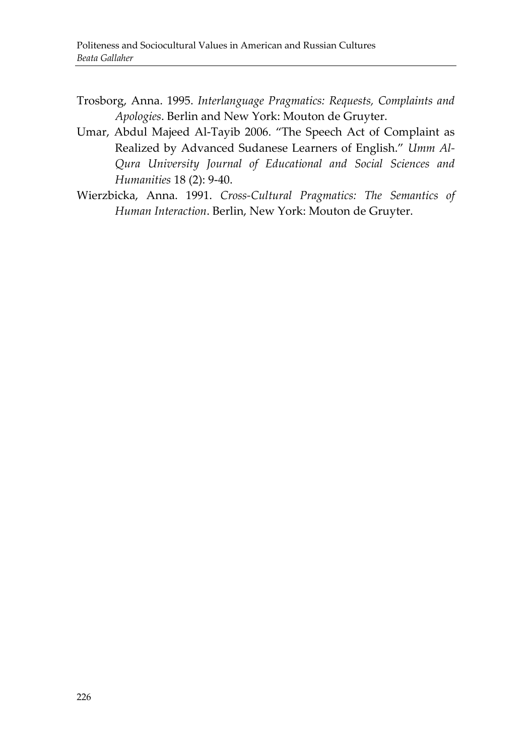Trosborg, Anna. 1995. *Interlanguage Pragmatics: Requests, Complaints and Apologies*. Berlin and New York: Mouton de Gruyter.

Umar, Abdul Majeed Al-Tayib 2006. "The Speech Act of Complaint as Realized by Advanced Sudanese Learners of English." *Umm Al-Qura University Journal of Educational and Social Sciences and Humanities* 18 (2): 9-40.

Wierzbicka, Anna. 1991. *Cross-Cultural Pragmatics: The Semantics of Human Interaction*. Berlin, New York: Mouton de Gruyter.